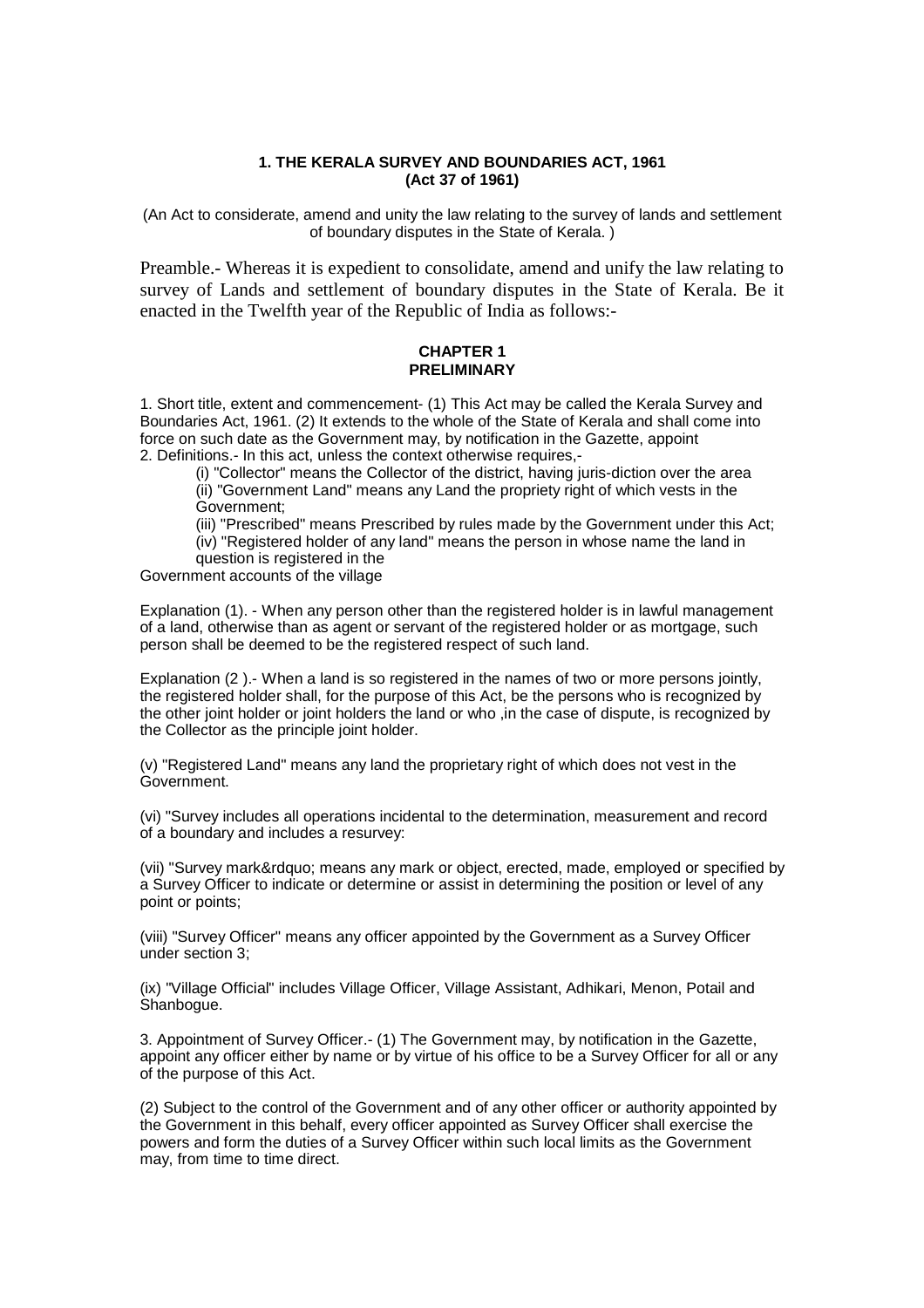**1. THE KERALA SURVEY AND BOUNDARIES ACT, 1961**
**(Act 37 of 1961)**

(An Act to considerate, amend and unity the law relating to the survey of lands and settlement of boundary disputes in the State of Kerala. )

Preamble.- Whereas it is expedient to consolidate, amend and unify the law relating to survey of Lands and settlement of boundary disputes in the State of Kerala. Be it enacted in the Twelfth year of the Republic of India as follows:-

## CHAPTER 1
## PRELIMINARY

1. Short title, extent and commencement- (1) This Act may be called the Kerala Survey and Boundaries Act, 1961. (2) It extends to the whole of the State of Kerala and shall come into force on such date as the Government may, by notification in the Gazette, appoint

2. Definitions.- In this act, unless the context otherwise requires,-

(i) "Collector" means the Collector of the district, having juris-diction over the area

(ii) "Government Land" means any Land the propriety right of which vests in the Government;

(iii) "Prescribed" means Prescribed by rules made by the Government under this Act;

(iv) "Registered holder of any land" means the person in whose name the land in question is registered in the

Government accounts of the village

Explanation (1). - When any person other than the registered holder is in lawful management of a land, otherwise than as agent or servant of the registered holder or as mortgage, such person shall be deemed to be the registered respect of such land.

Explanation (2 ).- When a land is so registered in the names of two or more persons jointly, the registered holder shall, for the purpose of this Act, be the persons who is recognized by the other joint holder or joint holders the land or who ,in the case of dispute, is recognized by the Collector as the principle joint holder.

(v) "Registered Land" means any land the proprietary right of which does not vest in the Government.

(vi) "Survey includes all operations incidental to the determination, measurement and record of a boundary and includes a resurvey:

(vii) "Survey mark&rdquo; means any mark or object, erected, made, employed or specified by a Survey Officer to indicate or determine or assist in determining the position or level of any point or points;

(viii) "Survey Officer" means any officer appointed by the Government as a Survey Officer under section 3;

(ix) "Village Official" includes Village Officer, Village Assistant, Adhikari, Menon, Potail and Shanbogue.

3. Appointment of Survey Officer.- (1) The Government may, by notification in the Gazette, appoint any officer either by name or by virtue of his office to be a Survey Officer for all or any of the purpose of this Act.

(2) Subject to the control of the Government and of any other officer or authority appointed by the Government in this behalf, every officer appointed as Survey Officer shall exercise the powers and form the duties of a Survey Officer within such local limits as the Government may, from time to time direct.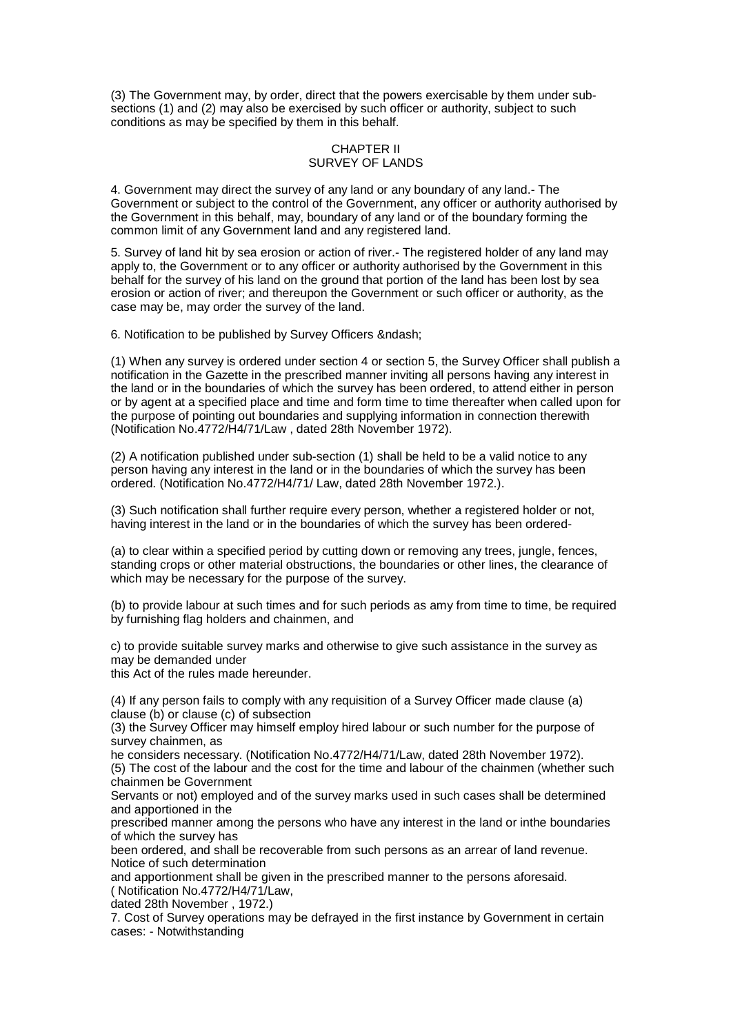(3) The Government may, by order, direct that the powers exercisable by them under sub-sections (1) and (2) may also be exercised by such officer or authority, subject to such conditions as may be specified by them in this behalf.

## CHAPTER II
## SURVEY OF LANDS

4. Government may direct the survey of any land or any boundary of any land.- The Government or subject to the control of the Government, any officer or authority authorised by the Government in this behalf, may, boundary of any land or of the boundary forming the common limit of any Government land and any registered land.

5. Survey of land hit by sea erosion or action of river.- The registered holder of any land may apply to, the Government or to any officer or authority authorised by the Government in this behalf for the survey of his land on the ground that portion of the land has been lost by sea erosion or action of river; and thereupon the Government or such officer or authority, as the case may be, may order the survey of the land.

6. Notification to be published by Survey Officers &ndash;

(1) When any survey is ordered under section 4 or section 5, the Survey Officer shall publish a notification in the Gazette in the prescribed manner inviting all persons having any interest in the land or in the boundaries of which the survey has been ordered, to attend either in person or by agent at a specified place and time and form time to time thereafter when called upon for the purpose of pointing out boundaries and supplying information in connection therewith (Notification No.4772/H4/71/Law , dated 28th November 1972).

(2) A notification published under sub-section (1) shall be held to be a valid notice to any person having any interest in the land or in the boundaries of which the survey has been ordered. (Notification No.4772/H4/71/ Law, dated 28th November 1972.).

(3) Such notification shall further require every person, whether a registered holder or not, having interest in the land or in the boundaries of which the survey has been ordered-

(a) to clear within a specified period by cutting down or removing any trees, jungle, fences, standing crops or other material obstructions, the boundaries or other lines, the clearance of which may be necessary for the purpose of the survey.

(b) to provide labour at such times and for such periods as amy from time to time, be required by furnishing flag holders and chainmen, and

c) to provide suitable survey marks and otherwise to give such assistance in the survey as may be demanded under
this Act of the rules made hereunder.

(4) If any person fails to comply with any requisition of a Survey Officer made clause (a) clause (b) or clause (c) of subsection
(3) the Survey Officer may himself employ hired labour or such number for the purpose of survey chainmen, as
he considers necessary. (Notification No.4772/H4/71/Law, dated 28th November 1972).
(5) The cost of the labour and the cost for the time and labour of the chainmen (whether such chainmen be Government
Servants or not) employed and of the survey marks used in such cases shall be determined and apportioned in the
prescribed manner among the persons who have any interest in the land or inthe boundaries of which the survey has
been ordered, and shall be recoverable from such persons as an arrear of land revenue. Notice of such determination
and apportionment shall be given in the prescribed manner to the persons aforesaid.
( Notification No.4772/H4/71/Law,
dated 28th November , 1972.)
7. Cost of Survey operations may be defrayed in the first instance by Government in certain cases: - Notwithstanding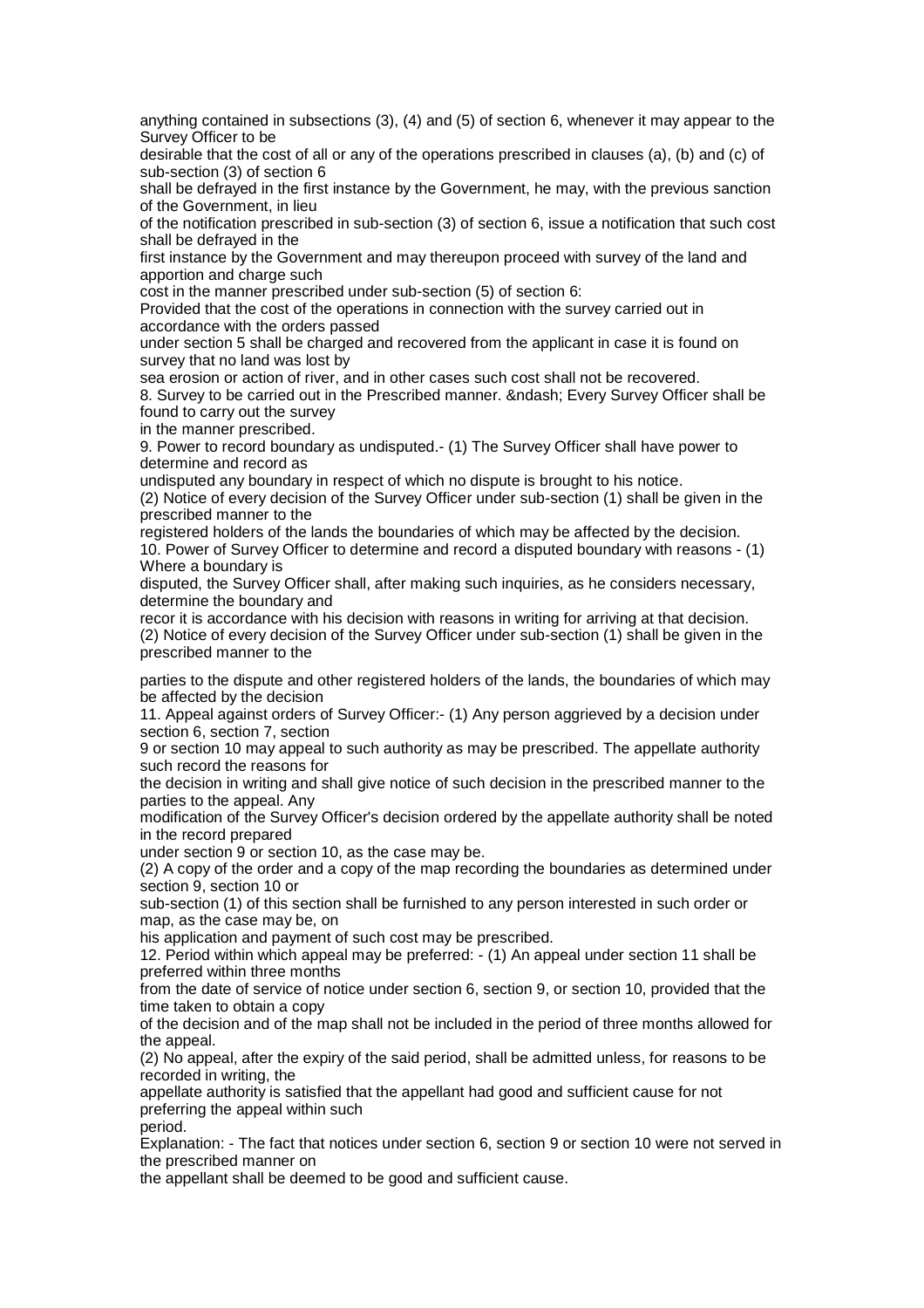anything contained in subsections (3), (4) and (5) of section 6, whenever it may appear to the Survey Officer to be desirable that the cost of all or any of the operations prescribed in clauses (a), (b) and (c) of sub-section (3) of section 6 shall be defrayed in the first instance by the Government, he may, with the previous sanction of the Government, in lieu of the notification prescribed in sub-section (3) of section 6, issue a notification that such cost shall be defrayed in the first instance by the Government and may thereupon proceed with survey of the land and apportion and charge such cost in the manner prescribed under sub-section (5) of section 6:

Provided that the cost of the operations in connection with the survey carried out in accordance with the orders passed under section 5 shall be charged and recovered from the applicant in case it is found on survey that no land was lost by sea erosion or action of river, and in other cases such cost shall not be recovered.

8. Survey to be carried out in the Prescribed manner. &ndash; Every Survey Officer shall be found to carry out the survey in the manner prescribed.

9. Power to record boundary as undisputed.- (1) The Survey Officer shall have power to determine and record as undisputed any boundary in respect of which no dispute is brought to his notice.

(2) Notice of every decision of the Survey Officer under sub-section (1) shall be given in the prescribed manner to the registered holders of the lands the boundaries of which may be affected by the decision.

10. Power of Survey Officer to determine and record a disputed boundary with reasons - (1) Where a boundary is disputed, the Survey Officer shall, after making such inquiries, as he considers necessary, determine the boundary and recor it is accordance with his decision with reasons in writing for arriving at that decision.

(2) Notice of every decision of the Survey Officer under sub-section (1) shall be given in the prescribed manner to the parties to the dispute and other registered holders of the lands, the boundaries of which may be affected by the decision

11. Appeal against orders of Survey Officer:- (1) Any person aggrieved by a decision under section 6, section 7, section 9 or section 10 may appeal to such authority as may be prescribed. The appellate authority such record the reasons for the decision in writing and shall give notice of such decision in the prescribed manner to the parties to the appeal. Any modification of the Survey Officer's decision ordered by the appellate authority shall be noted in the record prepared under section 9 or section 10, as the case may be.

(2) A copy of the order and a copy of the map recording the boundaries as determined under section 9, section 10 or sub-section (1) of this section shall be furnished to any person interested in such order or map, as the case may be, on his application and payment of such cost may be prescribed.

12. Period within which appeal may be preferred: - (1) An appeal under section 11 shall be preferred within three months from the date of service of notice under section 6, section 9, or section 10, provided that the time taken to obtain a copy of the decision and of the map shall not be included in the period of three months allowed for the appeal.

(2) No appeal, after the expiry of the said period, shall be admitted unless, for reasons to be recorded in writing, the appellate authority is satisfied that the appellant had good and sufficient cause for not preferring the appeal within such period.

Explanation: - The fact that notices under section 6, section 9 or section 10 were not served in the prescribed manner on the appellant shall be deemed to be good and sufficient cause.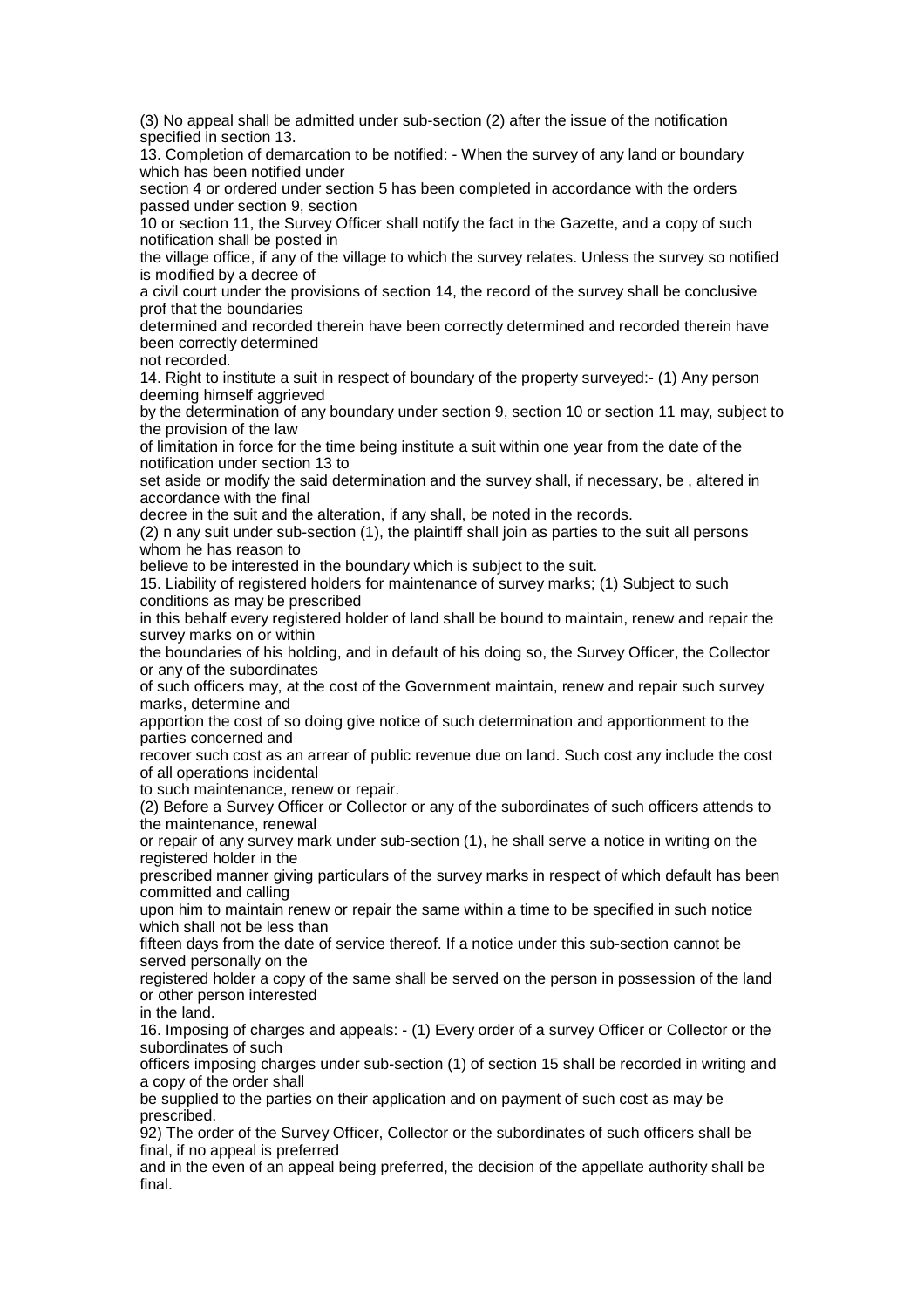(3) No appeal shall be admitted under sub-section (2) after the issue of the notification specified in section 13.

13. Completion of demarcation to be notified: - When the survey of any land or boundary which has been notified under section 4 or ordered under section 5 has been completed in accordance with the orders passed under section 9, section 10 or section 11, the Survey Officer shall notify the fact in the Gazette, and a copy of such notification shall be posted in the village office, if any of the village to which the survey relates. Unless the survey so notified is modified by a decree of a civil court under the provisions of section 14, the record of the survey shall be conclusive prof that the boundaries determined and recorded therein have been correctly determined and recorded therein have been correctly determined not recorded.

14. Right to institute a suit in respect of boundary of the property surveyed:- (1) Any person deeming himself aggrieved by the determination of any boundary under section 9, section 10 or section 11 may, subject to the provision of the law of limitation in force for the time being institute a suit within one year from the date of the notification under section 13 to set aside or modify the said determination and the survey shall, if necessary, be , altered in accordance with the final decree in the suit and the alteration, if any shall, be noted in the records.

(2) n any suit under sub-section (1), the plaintiff shall join as parties to the suit all persons whom he has reason to believe to be interested in the boundary which is subject to the suit.

15. Liability of registered holders for maintenance of survey marks; (1) Subject to such conditions as may be prescribed in this behalf every registered holder of land shall be bound to maintain, renew and repair the survey marks on or within the boundaries of his holding, and in default of his doing so, the Survey Officer, the Collector or any of the subordinates of such officers may, at the cost of the Government maintain, renew and repair such survey marks, determine and apportion the cost of so doing give notice of such determination and apportionment to the parties concerned and recover such cost as an arrear of public revenue due on land. Such cost any include the cost of all operations incidental to such maintenance, renew or repair.

(2) Before a Survey Officer or Collector or any of the subordinates of such officers attends to the maintenance, renewal or repair of any survey mark under sub-section (1), he shall serve a notice in writing on the registered holder in the prescribed manner giving particulars of the survey marks in respect of which default has been committed and calling upon him to maintain renew or repair the same within a time to be specified in such notice which shall not be less than fifteen days from the date of service thereof. If a notice under this sub-section cannot be served personally on the registered holder a copy of the same shall be served on the person in possession of the land or other person interested in the land.

16. Imposing of charges and appeals: - (1) Every order of a survey Officer or Collector or the subordinates of such officers imposing charges under sub-section (1) of section 15 shall be recorded in writing and a copy of the order shall be supplied to the parties on their application and on payment of such cost as may be prescribed.

92) The order of the Survey Officer, Collector or the subordinates of such officers shall be final, if no appeal is preferred and in the even of an appeal being preferred, the decision of the appellate authority shall be final.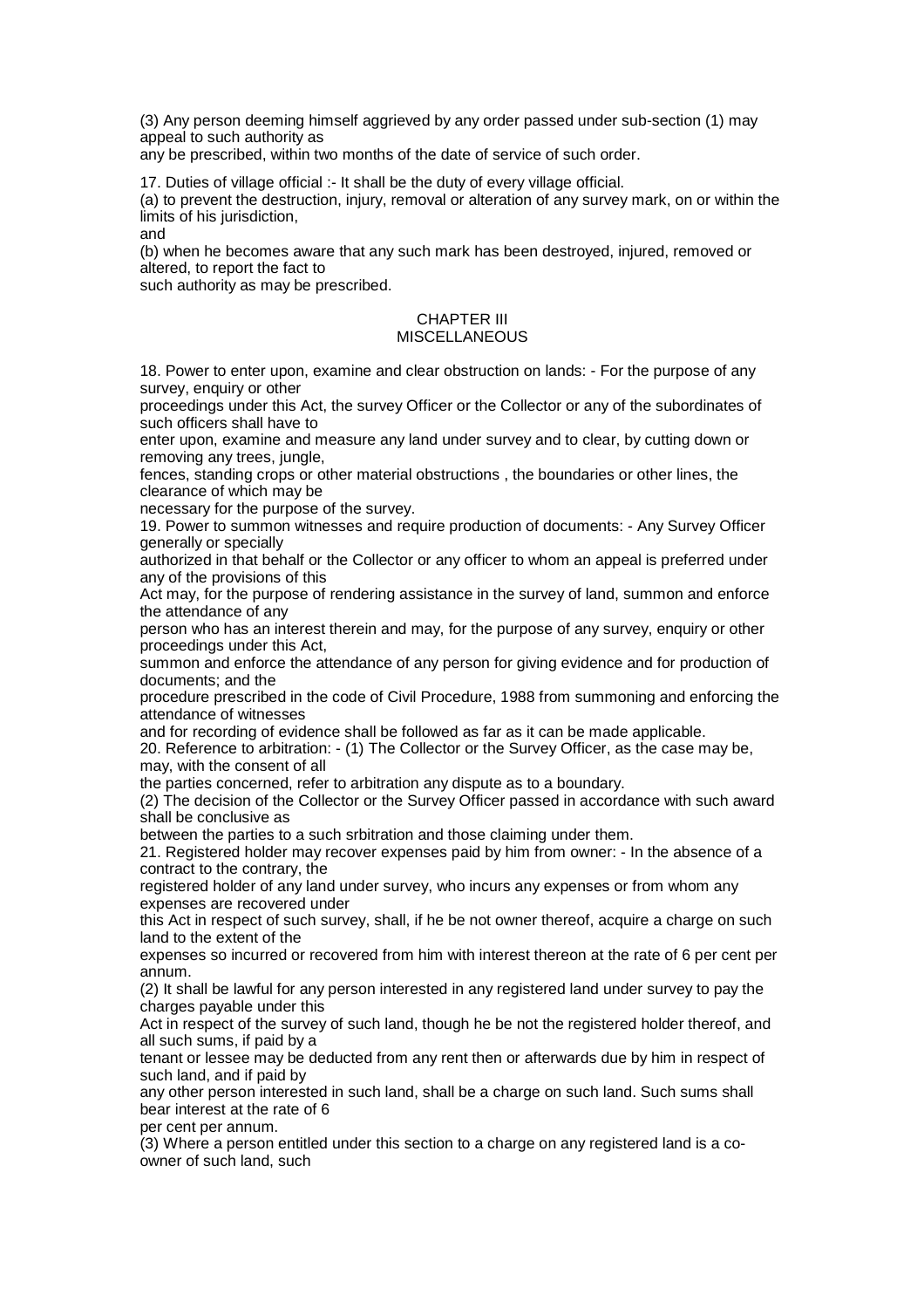(3) Any person deeming himself aggrieved by any order passed under sub-section (1) may appeal to such authority as any be prescribed, within two months of the date of service of such order.

17. Duties of village official :- It shall be the duty of every village official.

(a) to prevent the destruction, injury, removal or alteration of any survey mark, on or within the limits of his jurisdiction,

and

(b) when he becomes aware that any such mark has been destroyed, injured, removed or altered, to report the fact to such authority as may be prescribed.

## CHAPTER III
## MISCELLANEOUS

18. Power to enter upon, examine and clear obstruction on lands: - For the purpose of any survey, enquiry or other proceedings under this Act, the survey Officer or the Collector or any of the subordinates of such officers shall have to enter upon, examine and measure any land under survey and to clear, by cutting down or removing any trees, jungle, fences, standing crops or other material obstructions , the boundaries or other lines, the clearance of which may be necessary for the purpose of the survey.

19. Power to summon witnesses and require production of documents: - Any Survey Officer generally or specially authorized in that behalf or the Collector or any officer to whom an appeal is preferred under any of the provisions of this Act may, for the purpose of rendering assistance in the survey of land, summon and enforce the attendance of any person who has an interest therein and may, for the purpose of any survey, enquiry or other proceedings under this Act, summon and enforce the attendance of any person for giving evidence and for production of documents; and the procedure prescribed in the code of Civil Procedure, 1988 from summoning and enforcing the attendance of witnesses and for recording of evidence shall be followed as far as it can be made applicable.

20. Reference to arbitration: - (1) The Collector or the Survey Officer, as the case may be, may, with the consent of all the parties concerned, refer to arbitration any dispute as to a boundary.

(2) The decision of the Collector or the Survey Officer passed in accordance with such award shall be conclusive as between the parties to a such srbitration and those claiming under them.

21. Registered holder may recover expenses paid by him from owner: - In the absence of a contract to the contrary, the registered holder of any land under survey, who incurs any expenses or from whom any expenses are recovered under this Act in respect of such survey, shall, if he be not owner thereof, acquire a charge on such land to the extent of the expenses so incurred or recovered from him with interest thereon at the rate of 6 per cent per annum.

(2) It shall be lawful for any person interested in any registered land under survey to pay the charges payable under this Act in respect of the survey of such land, though he be not the registered holder thereof, and all such sums, if paid by a tenant or lessee may be deducted from any rent then or afterwards due by him in respect of such land, and if paid by any other person interested in such land, shall be a charge on such land. Such sums shall bear interest at the rate of 6 per cent per annum.

(3) Where a person entitled under this section to a charge on any registered land is a co-owner of such land, such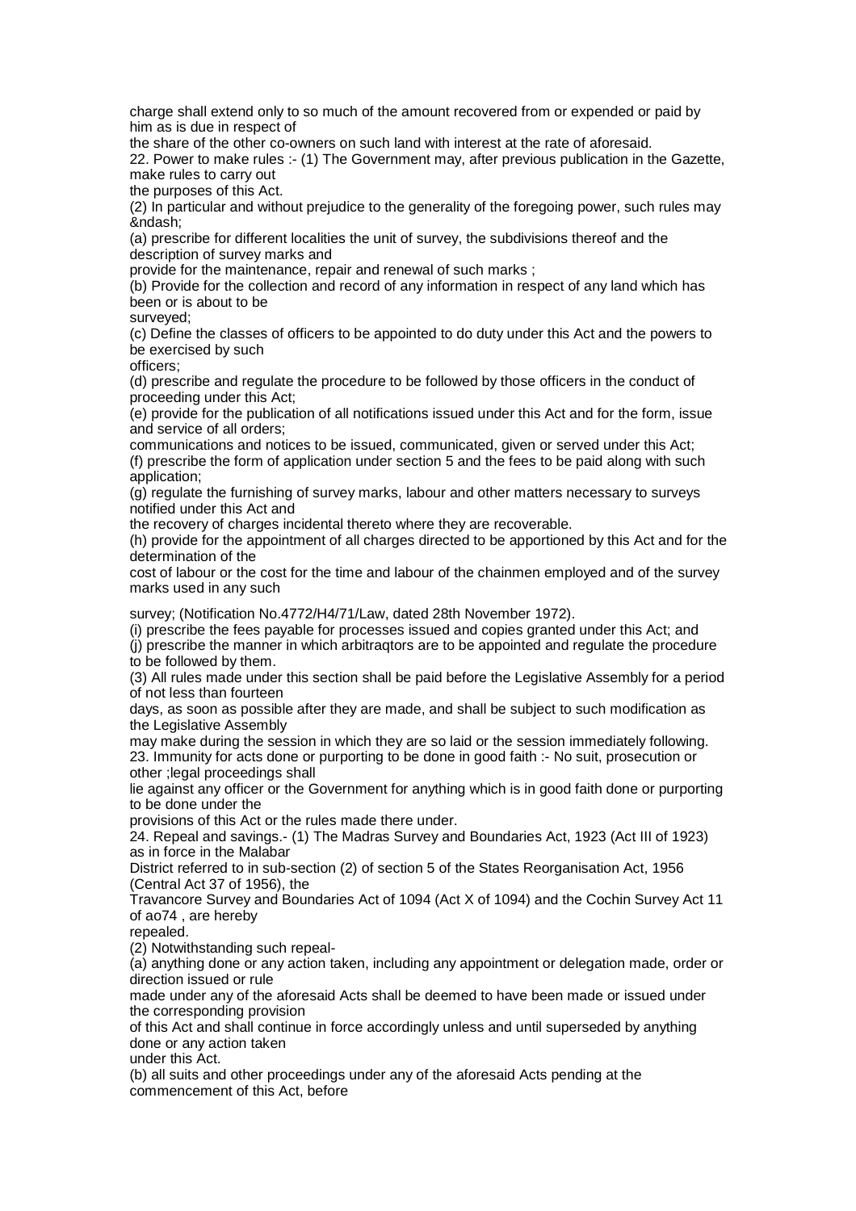charge shall extend only to so much of the amount recovered from or expended or paid by him as is due in respect of the share of the other co-owners on such land with interest at the rate of aforesaid.

22. Power to make rules :- (1) The Government may, after previous publication in the Gazette, make rules to carry out the purposes of this Act.

(2) In particular and without prejudice to the generality of the foregoing power, such rules may &ndash;

(a) prescribe for different localities the unit of survey, the subdivisions thereof and the description of survey marks and provide for the maintenance, repair and renewal of such marks ;

(b) Provide for the collection and record of any information in respect of any land which has been or is about to be surveyed;

(c) Define the classes of officers to be appointed to do duty under this Act and the powers to be exercised by such officers;

(d) prescribe and regulate the procedure to be followed by those officers in the conduct of proceeding under this Act;

(e) provide for the publication of all notifications issued under this Act and for the form, issue and service of all orders;

communications and notices to be issued, communicated, given or served under this Act;

(f) prescribe the form of application under section 5 and the fees to be paid along with such application;

(g) regulate the furnishing of survey marks, labour and other matters necessary to surveys notified under this Act and the recovery of charges incidental thereto where they are recoverable.

(h) provide for the appointment of all charges directed to be apportioned by this Act and for the determination of the cost of labour or the cost for the time and labour of the chainmen employed and of the survey marks used in any such

survey; (Notification No.4772/H4/71/Law, dated 28th November 1972).

(i) prescribe the fees payable for processes issued and copies granted under this Act; and

(j) prescribe the manner in which arbitraqtors are to be appointed and regulate the procedure to be followed by them.

(3) All rules made under this section shall be paid before the Legislative Assembly for a period of not less than fourteen days, as soon as possible after they are made, and shall be subject to such modification as the Legislative Assembly may make during the session in which they are so laid or the session immediately following.

23. Immunity for acts done or purporting to be done in good faith :- No suit, prosecution or other ;legal proceedings shall lie against any officer or the Government for anything which is in good faith done or purporting to be done under the provisions of this Act or the rules made there under.

24. Repeal and savings.- (1) The Madras Survey and Boundaries Act, 1923 (Act III of 1923) as in force in the Malabar District referred to in sub-section (2) of section 5 of the States Reorganisation Act, 1956 (Central Act 37 of 1956), the Travancore Survey and Boundaries Act of 1094 (Act X of 1094) and the Cochin Survey Act 11 of ao74 , are hereby repealed.

(2) Notwithstanding such repeal-

(a) anything done or any action taken, including any appointment or delegation made, order or direction issued or rule made under any of the aforesaid Acts shall be deemed to have been made or issued under the corresponding provision of this Act and shall continue in force accordingly unless and until superseded by anything done or any action taken under this Act.

(b) all suits and other proceedings under any of the aforesaid Acts pending at the commencement of this Act, before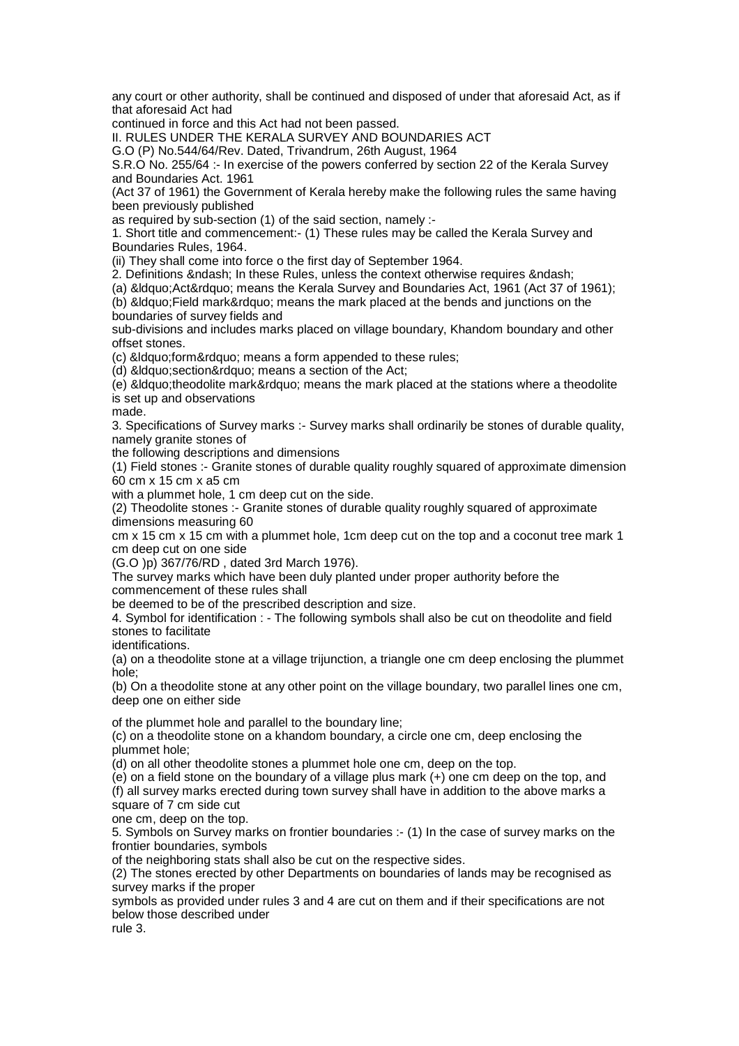any court or other authority, shall be continued and disposed of under that aforesaid Act, as if that aforesaid Act had continued in force and this Act had not been passed.

## II. RULES UNDER THE KERALA SURVEY AND BOUNDARIES ACT

G.O (P) No.544/64/Rev. Dated, Trivandrum, 26th August, 1964

S.R.O No. 255/64 :- In exercise of the powers conferred by section 22 of the Kerala Survey and Boundaries Act. 1961 (Act 37 of 1961) the Government of Kerala hereby make the following rules the same having been previously published as required by sub-section (1) of the said section, namely :-

1. Short title and commencement:- (1) These rules may be called the Kerala Survey and Boundaries Rules, 1964.

(ii) They shall come into force o the first day of September 1964.

2. Definitions &ndash; In these Rules, unless the context otherwise requires &ndash;

(a) &ldquo;Act&rdquo; means the Kerala Survey and Boundaries Act, 1961 (Act 37 of 1961);

(b) &ldquo;Field mark&rdquo; means the mark placed at the bends and junctions on the boundaries of survey fields and sub-divisions and includes marks placed on village boundary, Khandom boundary and other offset stones.

(c) &ldquo;form&rdquo; means a form appended to these rules;

(d) &ldquo;section&rdquo; means a section of the Act;

(e) &ldquo;theodolite mark&rdquo; means the mark placed at the stations where a theodolite is set up and observations made.

3. Specifications of Survey marks :- Survey marks shall ordinarily be stones of durable quality, namely granite stones of the following descriptions and dimensions

(1) Field stones :- Granite stones of durable quality roughly squared of approximate dimension 60 cm x 15 cm x a5 cm with a plummet hole, 1 cm deep cut on the side.

(2) Theodolite stones :- Granite stones of durable quality roughly squared of approximate dimensions measuring 60 cm x 15 cm x 15 cm with a plummet hole, 1cm deep cut on the top and a coconut tree mark 1 cm deep cut on one side

(G.O )p) 367/76/RD , dated 3rd March 1976).

The survey marks which have been duly planted under proper authority before the commencement of these rules shall be deemed to be of the prescribed description and size.

4. Symbol for identification : - The following symbols shall also be cut on theodolite and field stones to facilitate identifications.

(a) on a theodolite stone at a village trijunction, a triangle one cm deep enclosing the plummet hole;

(b) On a theodolite stone at any other point on the village boundary, two parallel lines one cm, deep one on either side of the plummet hole and parallel to the boundary line;

(c) on a theodolite stone on a khandom boundary, a circle one cm, deep enclosing the plummet hole;

(d) on all other theodolite stones a plummet hole one cm, deep on the top.

(e) on a field stone on the boundary of a village plus mark (+) one cm deep on the top, and

(f) all survey marks erected during town survey shall have in addition to the above marks a square of 7 cm side cut one cm, deep on the top.

5. Symbols on Survey marks on frontier boundaries :- (1) In the case of survey marks on the frontier boundaries, symbols of the neighboring stats shall also be cut on the respective sides.

(2) The stones erected by other Departments on boundaries of lands may be recognised as survey marks if the proper symbols as provided under rules 3 and 4 are cut on them and if their specifications are not below those described under rule 3.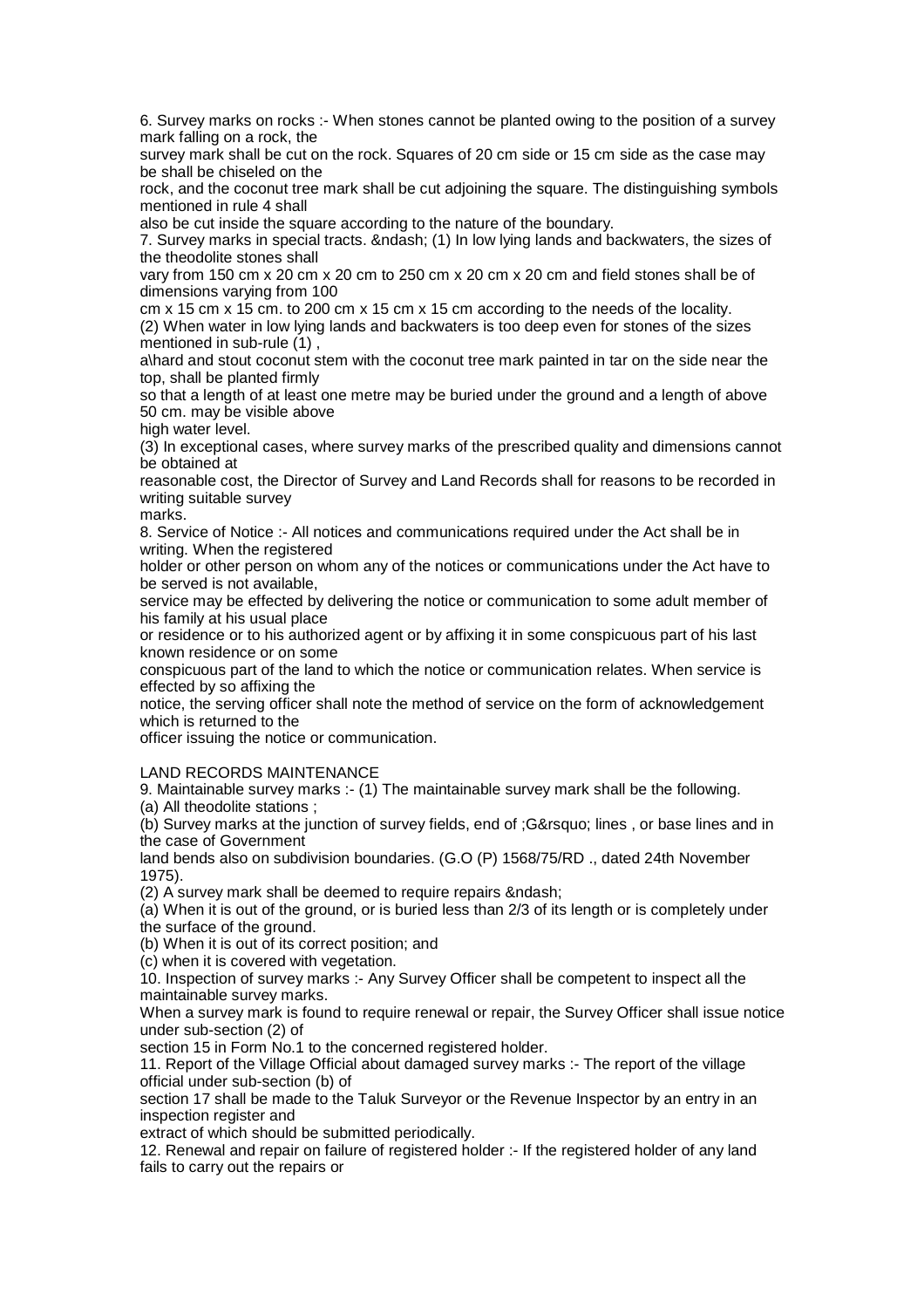6. Survey marks on rocks :- When stones cannot be planted owing to the position of a survey mark falling on a rock, the survey mark shall be cut on the rock. Squares of 20 cm side or 15 cm side as the case may be shall be chiseled on the rock, and the coconut tree mark shall be cut adjoining the square. The distinguishing symbols mentioned in rule 4 shall also be cut inside the square according to the nature of the boundary.

7. Survey marks in special tracts. &ndash; (1) In low lying lands and backwaters, the sizes of the theodolite stones shall vary from 150 cm x 20 cm x 20 cm to 250 cm x 20 cm x 20 cm and field stones shall be of dimensions varying from 100 cm x 15 cm x 15 cm. to 200 cm x 15 cm x 15 cm according to the needs of the locality.

(2) When water in low lying lands and backwaters is too deep even for stones of the sizes mentioned in sub-rule (1) , a\hard and stout coconut stem with the coconut tree mark painted in tar on the side near the top, shall be planted firmly so that a length of at least one metre may be buried under the ground and a length of above 50 cm. may be visible above high water level.

(3) In exceptional cases, where survey marks of the prescribed quality and dimensions cannot be obtained at reasonable cost, the Director of Survey and Land Records shall for reasons to be recorded in writing suitable survey marks.

8. Service of Notice :- All notices and communications required under the Act shall be in writing. When the registered holder or other person on whom any of the notices or communications under the Act have to be served is not available, service may be effected by delivering the notice or communication to some adult member of his family at his usual place or residence or to his authorized agent or by affixing it in some conspicuous part of his last known residence or on some conspicuous part of the land to which the notice or communication relates. When service is effected by so affixing the notice, the serving officer shall note the method of service on the form of acknowledgement which is returned to the officer issuing the notice or communication.

LAND RECORDS MAINTENANCE

9. Maintainable survey marks :- (1) The maintainable survey mark shall be the following.

(a) All theodolite stations ;

(b) Survey marks at the junction of survey fields, end of ;G&rsquo; lines , or base lines and in the case of Government land bends also on subdivision boundaries. (G.O (P) 1568/75/RD ., dated 24th November 1975).

(2) A survey mark shall be deemed to require repairs &ndash;

(a) When it is out of the ground, or is buried less than 2/3 of its length or is completely under the surface of the ground.

(b) When it is out of its correct position; and

(c) when it is covered with vegetation.

10. Inspection of survey marks :- Any Survey Officer shall be competent to inspect all the maintainable survey marks.
When a survey mark is found to require renewal or repair, the Survey Officer shall issue notice under sub-section (2) of section 15 in Form No.1 to the concerned registered holder.

11. Report of the Village Official about damaged survey marks :- The report of the village official under sub-section (b) of section 17 shall be made to the Taluk Surveyor or the Revenue Inspector by an entry in an inspection register and extract of which should be submitted periodically.

12. Renewal and repair on failure of registered holder :- If the registered holder of any land fails to carry out the repairs or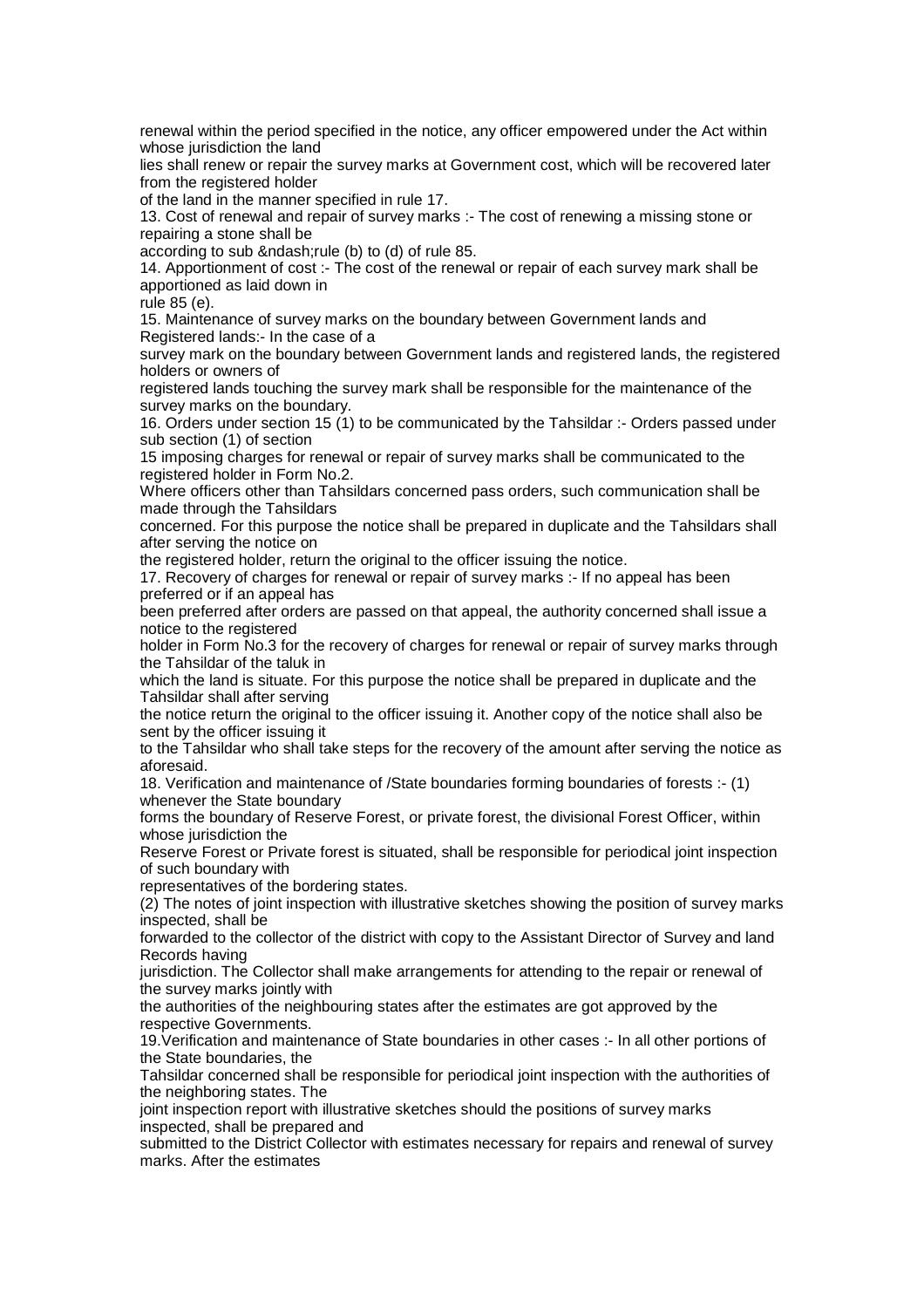renewal within the period specified in the notice, any officer empowered under the Act within whose jurisdiction the land lies shall renew or repair the survey marks at Government cost, which will be recovered later from the registered holder of the land in the manner specified in rule 17.

13. Cost of renewal and repair of survey marks :- The cost of renewing a missing stone or repairing a stone shall be according to sub &ndash;rule (b) to (d) of rule 85.

14. Apportionment of cost :- The cost of the renewal or repair of each survey mark shall be apportioned as laid down in rule 85 (e).

15. Maintenance of survey marks on the boundary between Government lands and Registered lands:- In the case of a survey mark on the boundary between Government lands and registered lands, the registered holders or owners of registered lands touching the survey mark shall be responsible for the maintenance of the survey marks on the boundary.

16. Orders under section 15 (1) to be communicated by the Tahsildar :- Orders passed under sub section (1) of section 15 imposing charges for renewal or repair of survey marks shall be communicated to the registered holder in Form No.2.

Where officers other than Tahsildars concerned pass orders, such communication shall be made through the Tahsildars concerned. For this purpose the notice shall be prepared in duplicate and the Tahsildars shall after serving the notice on the registered holder, return the original to the officer issuing the notice.

17. Recovery of charges for renewal or repair of survey marks :- If no appeal has been preferred or if an appeal has been preferred after orders are passed on that appeal, the authority concerned shall issue a notice to the registered holder in Form No.3 for the recovery of charges for renewal or repair of survey marks through the Tahsildar of the taluk in which the land is situate. For this purpose the notice shall be prepared in duplicate and the Tahsildar shall after serving the notice return the original to the officer issuing it. Another copy of the notice shall also be sent by the officer issuing it to the Tahsildar who shall take steps for the recovery of the amount after serving the notice as aforesaid.

18. Verification and maintenance of /State boundaries forming boundaries of forests :- (1) whenever the State boundary forms the boundary of Reserve Forest, or private forest, the divisional Forest Officer, within whose jurisdiction the Reserve Forest or Private forest is situated, shall be responsible for periodical joint inspection of such boundary with representatives of the bordering states.

(2) The notes of joint inspection with illustrative sketches showing the position of survey marks inspected, shall be forwarded to the collector of the district with copy to the Assistant Director of Survey and land Records having jurisdiction. The Collector shall make arrangements for attending to the repair or renewal of the survey marks jointly with the authorities of the neighbouring states after the estimates are got approved by the respective Governments.

19.Verification and maintenance of State boundaries in other cases :- In all other portions of the State boundaries, the Tahsildar concerned shall be responsible for periodical joint inspection with the authorities of the neighboring states. The joint inspection report with illustrative sketches should the positions of survey marks inspected, shall be prepared and submitted to the District Collector with estimates necessary for repairs and renewal of survey marks. After the estimates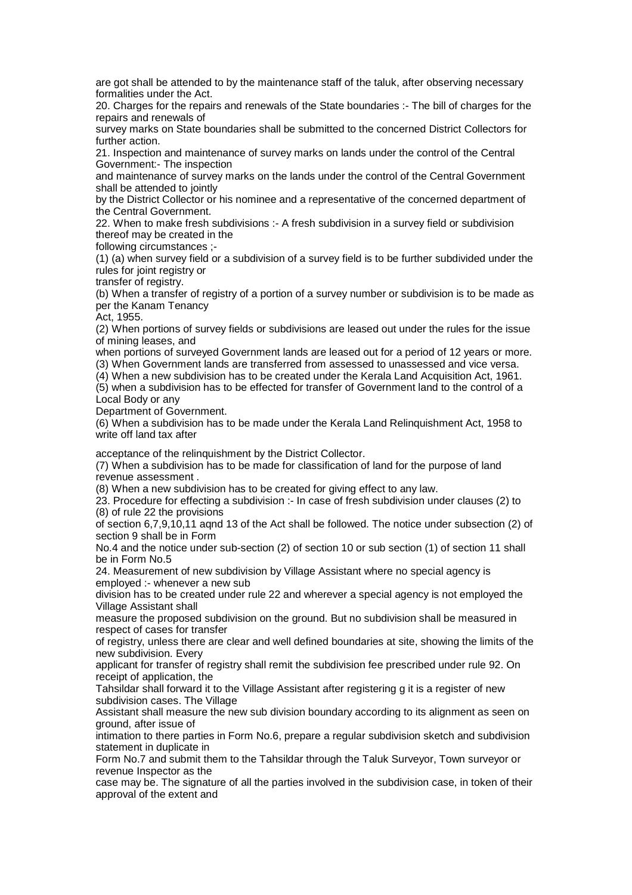are got shall be attended to by the maintenance staff of the taluk, after observing necessary formalities under the Act.

20. Charges for the repairs and renewals of the State boundaries :- The bill of charges for the repairs and renewals of survey marks on State boundaries shall be submitted to the concerned District Collectors for further action.

21. Inspection and maintenance of survey marks on lands under the control of the Central Government:- The inspection and maintenance of survey marks on the lands under the control of the Central Government shall be attended to jointly by the District Collector or his nominee and a representative of the concerned department of the Central Government.

22. When to make fresh subdivisions :- A fresh subdivision in a survey field or subdivision thereof may be created in the following circumstances ;-

(1) (a) when survey field or a subdivision of a survey field is to be further subdivided under the rules for joint registry or transfer of registry.

(b) When a transfer of registry of a portion of a survey number or subdivision is to be made as per the Kanam Tenancy Act, 1955.

(2) When portions of survey fields or subdivisions are leased out under the rules for the issue of mining leases, and when portions of surveyed Government lands are leased out for a period of 12 years or more.

(3) When Government lands are transferred from assessed to unassessed and vice versa.

(4) When a new subdivision has to be created under the Kerala Land Acquisition Act, 1961.

(5) when a subdivision has to be effected for transfer of Government land to the control of a Local Body or any Department of Government.

(6) When a subdivision has to be made under the Kerala Land Relinquishment Act, 1958 to write off land tax after acceptance of the relinquishment by the District Collector.

(7) When a subdivision has to be made for classification of land for the purpose of land revenue assessment .

(8) When a new subdivision has to be created for giving effect to any law.

23. Procedure for effecting a subdivision :- In case of fresh subdivision under clauses (2) to (8) of rule 22 the provisions of section 6,7,9,10,11 aqnd 13 of the Act shall be followed. The notice under subsection (2) of section 9 shall be in Form No.4 and the notice under sub-section (2) of section 10 or sub section (1) of section 11 shall be in Form No.5

24. Measurement of new subdivision by Village Assistant where no special agency is employed :- whenever a new sub division has to be created under rule 22 and wherever a special agency is not employed the Village Assistant shall measure the proposed subdivision on the ground. But no subdivision shall be measured in respect of cases for transfer of registry, unless there are clear and well defined boundaries at site, showing the limits of the new subdivision. Every applicant for transfer of registry shall remit the subdivision fee prescribed under rule 92. On receipt of application, the Tahsildar shall forward it to the Village Assistant after registering g it is a register of new subdivision cases. The Village Assistant shall measure the new sub division boundary according to its alignment as seen on ground, after issue of intimation to there parties in Form No.6, prepare a regular subdivision sketch and subdivision statement in duplicate in Form No.7 and submit them to the Tahsildar through the Taluk Surveyor, Town surveyor or revenue Inspector as the case may be. The signature of all the parties involved in the subdivision case, in token of their approval of the extent and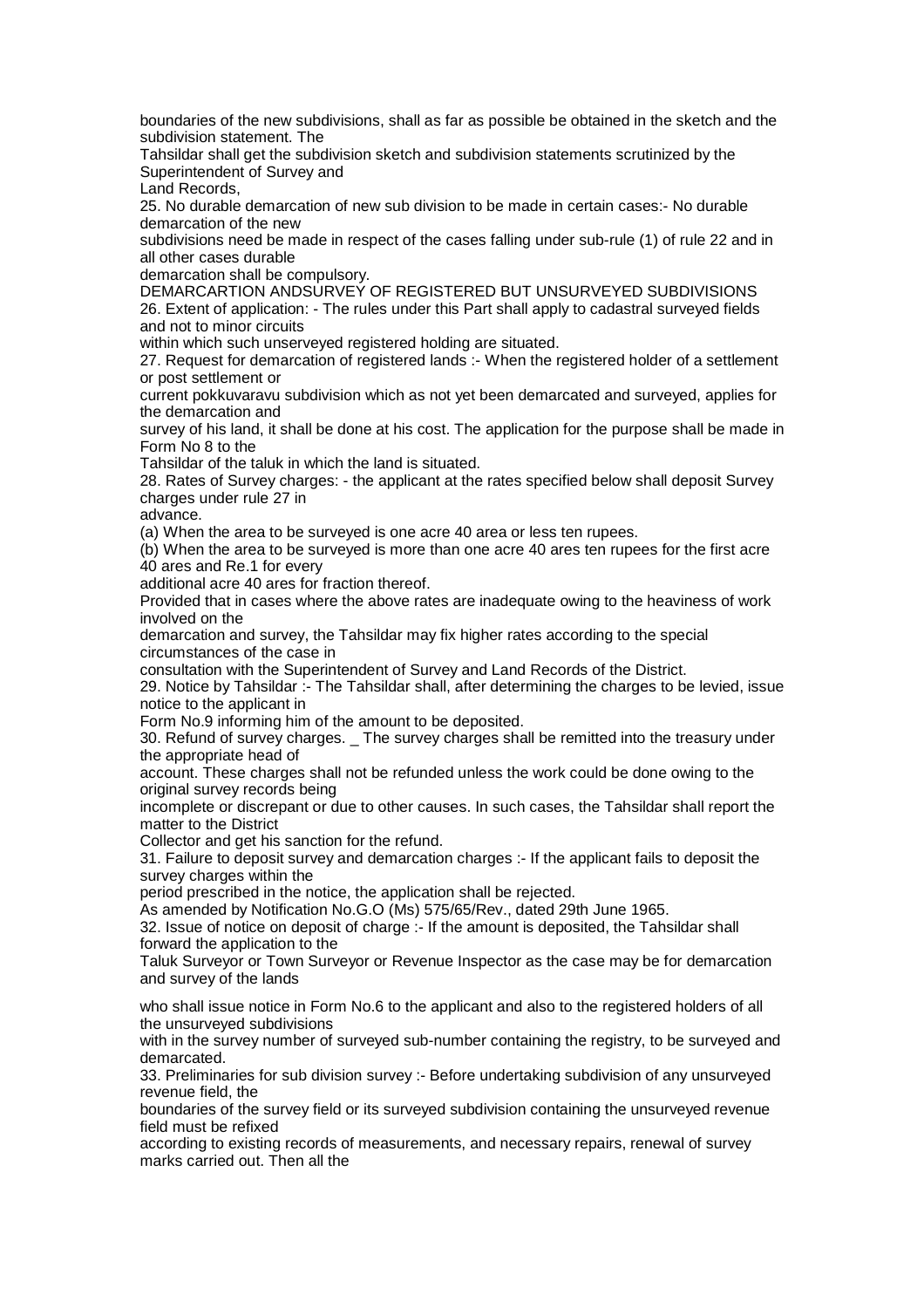boundaries of the new subdivisions, shall as far as possible be obtained in the sketch and the subdivision statement. The Tahsildar shall get the subdivision sketch and subdivision statements scrutinized by the Superintendent of Survey and Land Records,

25. No durable demarcation of new sub division to be made in certain cases:- No durable demarcation of the new subdivisions need be made in respect of the cases falling under sub-rule (1) of rule 22 and in all other cases durable demarcation shall be compulsory.

## DEMARCARTION ANDSURVEY OF REGISTERED BUT UNSURVEYED SUBDIVISIONS

26. Extent of application: - The rules under this Part shall apply to cadastral surveyed fields and not to minor circuits within which such unserveyed registered holding are situated.

27. Request for demarcation of registered lands :- When the registered holder of a settlement or post settlement or current pokkuvaravu subdivision which as not yet been demarcated and surveyed, applies for the demarcation and survey of his land, it shall be done at his cost. The application for the purpose shall be made in Form No 8 to the Tahsildar of the taluk in which the land is situated.

28. Rates of Survey charges: - the applicant at the rates specified below shall deposit Survey charges under rule 27 in advance.

(a) When the area to be surveyed is one acre 40 area or less ten rupees.

(b) When the area to be surveyed is more than one acre 40 ares ten rupees for the first acre 40 ares and Re.1 for every additional acre 40 ares for fraction thereof.

Provided that in cases where the above rates are inadequate owing to the heaviness of work involved on the demarcation and survey, the Tahsildar may fix higher rates according to the special circumstances of the case in consultation with the Superintendent of Survey and Land Records of the District.

29. Notice by Tahsildar :- The Tahsildar shall, after determining the charges to be levied, issue notice to the applicant in Form No.9 informing him of the amount to be deposited.

30. Refund of survey charges. _ The survey charges shall be remitted into the treasury under the appropriate head of account. These charges shall not be refunded unless the work could be done owing to the original survey records being incomplete or discrepant or due to other causes. In such cases, the Tahsildar shall report the matter to the District Collector and get his sanction for the refund.

31. Failure to deposit survey and demarcation charges :- If the applicant fails to deposit the survey charges within the period prescribed in the notice, the application shall be rejected.

As amended by Notification No.G.O (Ms) 575/65/Rev., dated 29th June 1965.

32. Issue of notice on deposit of charge :- If the amount is deposited, the Tahsildar shall forward the application to the Taluk Surveyor or Town Surveyor or Revenue Inspector as the case may be for demarcation and survey of the lands who shall issue notice in Form No.6 to the applicant and also to the registered holders of all the unsurveyed subdivisions with in the survey number of surveyed sub-number containing the registry, to be surveyed and demarcated.

33. Preliminaries for sub division survey :- Before undertaking subdivision of any unsurveyed revenue field, the boundaries of the survey field or its surveyed subdivision containing the unsurveyed revenue field must be refixed according to existing records of measurements, and necessary repairs, renewal of survey marks carried out. Then all the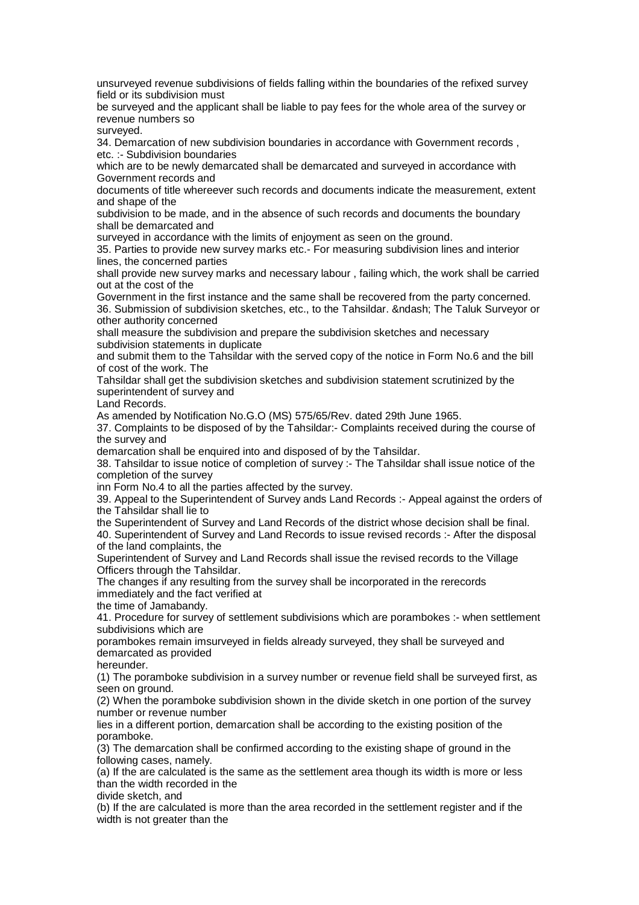unsurveyed revenue subdivisions of fields falling within the boundaries of the refixed survey field or its subdivision must be surveyed and the applicant shall be liable to pay fees for the whole area of the survey or revenue numbers so surveyed.

34. Demarcation of new subdivision boundaries in accordance with Government records , etc. :- Subdivision boundaries which are to be newly demarcated shall be demarcated and surveyed in accordance with Government records and documents of title whereever such records and documents indicate the measurement, extent and shape of the subdivision to be made, and in the absence of such records and documents the boundary shall be demarcated and surveyed in accordance with the limits of enjoyment as seen on the ground.

35. Parties to provide new survey marks etc.- For measuring subdivision lines and interior lines, the concerned parties shall provide new survey marks and necessary labour , failing which, the work shall be carried out at the cost of the Government in the first instance and the same shall be recovered from the party concerned.

36. Submission of subdivision sketches, etc., to the Tahsildar. &ndash; The Taluk Surveyor or other authority concerned shall measure the subdivision and prepare the subdivision sketches and necessary subdivision statements in duplicate and submit them to the Tahsildar with the served copy of the notice in Form No.6 and the bill of cost of the work. The Tahsildar shall get the subdivision sketches and subdivision statement scrutinized by the superintendent of survey and Land Records.

As amended by Notification No.G.O (MS) 575/65/Rev. dated 29th June 1965.

37. Complaints to be disposed of by the Tahsildar:- Complaints received during the course of the survey and demarcation shall be enquired into and disposed of by the Tahsildar.

38. Tahsildar to issue notice of completion of survey :- The Tahsildar shall issue notice of the completion of the survey inn Form No.4 to all the parties affected by the survey.

39. Appeal to the Superintendent of Survey ands Land Records :- Appeal against the orders of the Tahsildar shall lie to the Superintendent of Survey and Land Records of the district whose decision shall be final.

40. Superintendent of Survey and Land Records to issue revised records :- After the disposal of the land complaints, the Superintendent of Survey and Land Records shall issue the revised records to the Village Officers through the Tahsildar.

The changes if any resulting from the survey shall be incorporated in the rerecords immediately and the fact verified at the time of Jamabandy.

41. Procedure for survey of settlement subdivisions which are porambokes :- when settlement subdivisions which are porambokes remain imsurveyed in fields already surveyed, they shall be surveyed and demarcated as provided hereunder.

(1) The poramboke subdivision in a survey number or revenue field shall be surveyed first, as seen on ground.

(2) When the poramboke subdivision shown in the divide sketch in one portion of the survey number or revenue number lies in a different portion, demarcation shall be according to the existing position of the poramboke.

(3) The demarcation shall be confirmed according to the existing shape of ground in the following cases, namely.

(a) If the are calculated is the same as the settlement area though its width is more or less than the width recorded in the divide sketch, and

(b) If the are calculated is more than the area recorded in the settlement register and if the width is not greater than the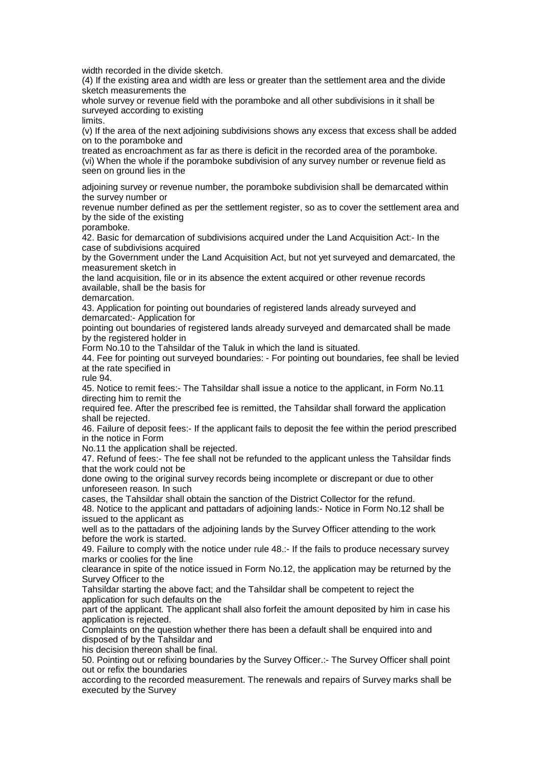width recorded in the divide sketch.

(4) If the existing area and width are less or greater than the settlement area and the divide sketch measurements the whole survey or revenue field with the poramboke and all other subdivisions in it shall be surveyed according to existing limits.

(v) If the area of the next adjoining subdivisions shows any excess that excess shall be added on to the poramboke and treated as encroachment as far as there is deficit in the recorded area of the poramboke.

(vi) When the whole if the poramboke subdivision of any survey number or revenue field as seen on ground lies in the adjoining survey or revenue number, the poramboke subdivision shall be demarcated within the survey number or revenue number defined as per the settlement register, so as to cover the settlement area and by the side of the existing poramboke.

42. Basic for demarcation of subdivisions acquired under the Land Acquisition Act:- In the case of subdivisions acquired by the Government under the Land Acquisition Act, but not yet surveyed and demarcated, the measurement sketch in the land acquisition, file or in its absence the extent acquired or other revenue records available, shall be the basis for demarcation.

43. Application for pointing out boundaries of registered lands already surveyed and demarcated:- Application for pointing out boundaries of registered lands already surveyed and demarcated shall be made by the registered holder in Form No.10 to the Tahsildar of the Taluk in which the land is situated.

44. Fee for pointing out surveyed boundaries: - For pointing out boundaries, fee shall be levied at the rate specified in rule 94.

45. Notice to remit fees:- The Tahsildar shall issue a notice to the applicant, in Form No.11 directing him to remit the required fee. After the prescribed fee is remitted, the Tahsildar shall forward the application shall be rejected.

46. Failure of deposit fees:- If the applicant fails to deposit the fee within the period prescribed in the notice in Form No.11 the application shall be rejected.

47. Refund of fees:- The fee shall not be refunded to the applicant unless the Tahsildar finds that the work could not be done owing to the original survey records being incomplete or discrepant or due to other unforeseen reason. In such cases, the Tahsildar shall obtain the sanction of the District Collector for the refund.

48. Notice to the applicant and pattadars of adjoining lands:- Notice in Form No.12 shall be issued to the applicant as well as to the pattadars of the adjoining lands by the Survey Officer attending to the work before the work is started.

49. Failure to comply with the notice under rule 48.:- If the fails to produce necessary survey marks or coolies for the line clearance in spite of the notice issued in Form No.12, the application may be returned by the Survey Officer to the Tahsildar starting the above fact; and the Tahsildar shall be competent to reject the application for such defaults on the part of the applicant. The applicant shall also forfeit the amount deposited by him in case his application is rejected.

Complaints on the question whether there has been a default shall be enquired into and disposed of by the Tahsildar and his decision thereon shall be final.

50. Pointing out or refixing boundaries by the Survey Officer.:- The Survey Officer shall point out or refix the boundaries according to the recorded measurement. The renewals and repairs of Survey marks shall be executed by the Survey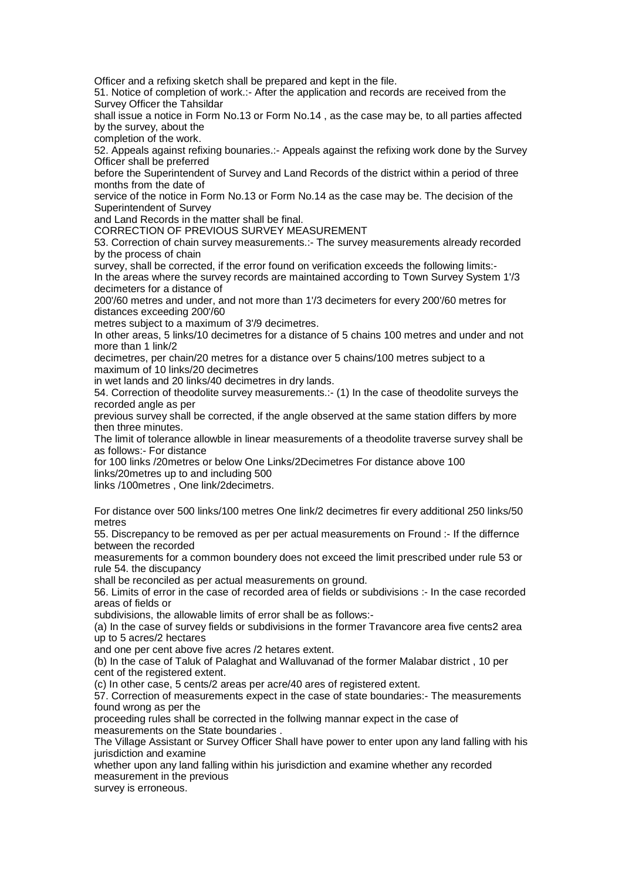Officer and a refixing sketch shall be prepared and kept in the file.

51. Notice of completion of work.:- After the application and records are received from the Survey Officer the Tahsildar shall issue a notice in Form No.13 or Form No.14 , as the case may be, to all parties affected by the survey, about the completion of the work.

52. Appeals against refixing bounaries.:- Appeals against the refixing work done by the Survey Officer shall be preferred before the Superintendent of Survey and Land Records of the district within a period of three months from the date of service of the notice in Form No.13 or Form No.14 as the case may be. The decision of the Superintendent of Survey and Land Records in the matter shall be final.

CORRECTION OF PREVIOUS SURVEY MEASUREMENT

53. Correction of chain survey measurements.:- The survey measurements already recorded by the process of chain survey, shall be corrected, if the error found on verification exceeds the following limits:-

In the areas where the survey records are maintained according to Town Survey System 1'/3 decimeters for a distance of 200'/60 metres and under, and not more than 1'/3 decimeters for every 200'/60 metres for distances exceeding 200'/60 metres subject to a maximum of 3'/9 decimetres.

In other areas, 5 links/10 decimetres for a distance of 5 chains 100 metres and under and not more than 1 link/2 decimetres, per chain/20 metres for a distance over 5 chains/100 metres subject to a maximum of 10 links/20 decimetres in wet lands and 20 links/40 decimetres in dry lands.

54. Correction of theodolite survey measurements.:- (1) In the case of theodolite surveys the recorded angle as per previous survey shall be corrected, if the angle observed at the same station differs by more then three minutes.

The limit of tolerance allowble in linear measurements of a theodolite traverse survey shall be as follows:- For distance for 100 links /20metres or below One Links/2Decimetres For distance above 100 links/20metres up to and including 500 links /100metres , One link/2decimetrs.

For distance over 500 links/100 metres One link/2 decimetres fir every additional 250 links/50 metres

55. Discrepancy to be removed as per per actual measurements on Fround :- If the differnce between the recorded measurements for a common boundery does not exceed the limit prescribed under rule 53 or rule 54. the discupancy shall be reconciled as per actual measurements on ground.

56. Limits of error in the case of recorded area of fields or subdivisions :- In the case recorded areas of fields or subdivisions, the allowable limits of error shall be as follows:-

(a) In the case of survey fields or subdivisions in the former Travancore area five cents2 area up to 5 acres/2 hectares and one per cent above five acres /2 hetares extent.

(b) In the case of Taluk of Palaghat and Walluvanad of the former Malabar district , 10 per cent of the registered extent.

(c) In other case, 5 cents/2 areas per acre/40 ares of registered extent.

57. Correction of measurements expect in the case of state boundaries:- The measurements found wrong as per the proceeding rules shall be corrected in the follwing mannar expect in the case of measurements on the State boundaries .

The Village Assistant or Survey Officer Shall have power to enter upon any land falling with his jurisdiction and examine whether upon any land falling within his jurisdiction and examine whether any recorded measurement in the previous survey is erroneous.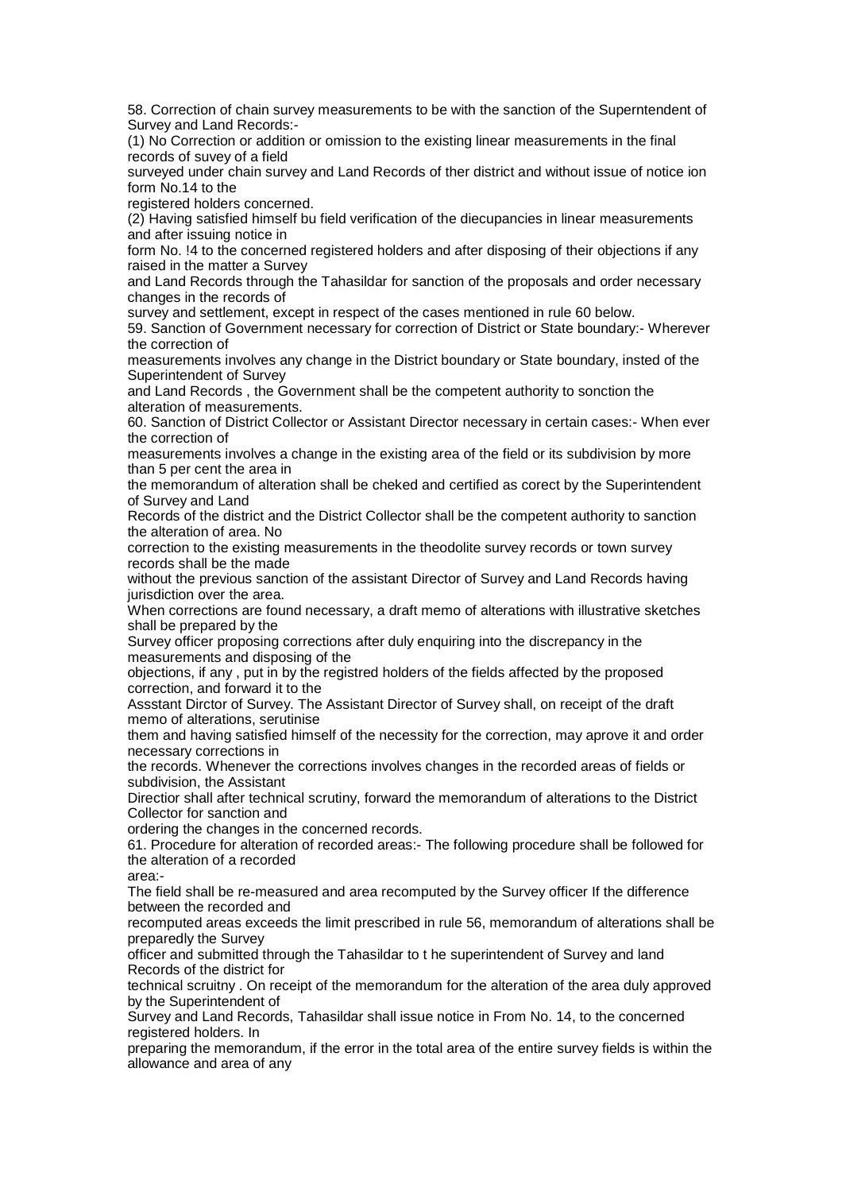58. Correction of chain survey measurements to be with the sanction of the Superntendent of Survey and Land Records:-

(1) No Correction or addition or omission to the existing linear measurements in the final records of suvey of a field surveyed under chain survey and Land Records of ther district and without issue of notice ion form No.14 to the registered holders concerned.

(2) Having satisfied himself bu field verification of the diecupancies in linear measurements and after issuing notice in form No. !4 to the concerned registered holders and after disposing of their objections if any raised in the matter a Survey and Land Records through the Tahasildar for sanction of the proposals and order necessary changes in the records of survey and settlement, except in respect of the cases mentioned in rule 60 below.

59. Sanction of Government necessary for correction of District or State boundary:- Wherever the correction of measurements involves any change in the District boundary or State boundary, insted of the Superintendent of Survey and Land Records , the Government shall be the competent authority to sonction the alteration of measurements.

60. Sanction of District Collector or Assistant Director necessary in certain cases:- When ever the correction of measurements involves a change in the existing area of the field or its subdivision by more than 5 per cent the area in the memorandum of alteration shall be cheked and certified as corect by the Superintendent of Survey and Land Records of the district and the District Collector shall be the competent authority to sanction the alteration of area. No correction to the existing measurements in the theodolite survey records or town survey records shall be the made without the previous sanction of the assistant Director of Survey and Land Records having jurisdiction over the area.

When corrections are found necessary, a draft memo of alterations with illustrative sketches shall be prepared by the Survey officer proposing corrections after duly enquiring into the discrepancy in the measurements and disposing of the objections, if any , put in by the registred holders of the fields affected by the proposed correction, and forward it to the Assstant Dirctor of Survey. The Assistant Director of Survey shall, on receipt of the draft memo of alterations, serutinise them and having satisfied himself of the necessity for the correction, may aprove it and order necessary corrections in the records. Whenever the corrections involves changes in the recorded areas of fields or subdivision, the Assistant Directior shall after technical scrutiny, forward the memorandum of alterations to the District Collector for sanction and ordering the changes in the concerned records.

61. Procedure for alteration of recorded areas:- The following procedure shall be followed for the alteration of a recorded area:-

The field shall be re-measured and area recomputed by the Survey officer If the difference between the recorded and recomputed areas exceeds the limit prescribed in rule 56, memorandum of alterations shall be preparedly the Survey officer and submitted through the Tahasildar to t he superintendent of Survey and land Records of the district for technical scruitny . On receipt of the memorandum for the alteration of the area duly approved by the Superintendent of Survey and Land Records, Tahasildar shall issue notice in From No. 14, to the concerned registered holders. In preparing the memorandum, if the error in the total area of the entire survey fields is within the allowance and area of any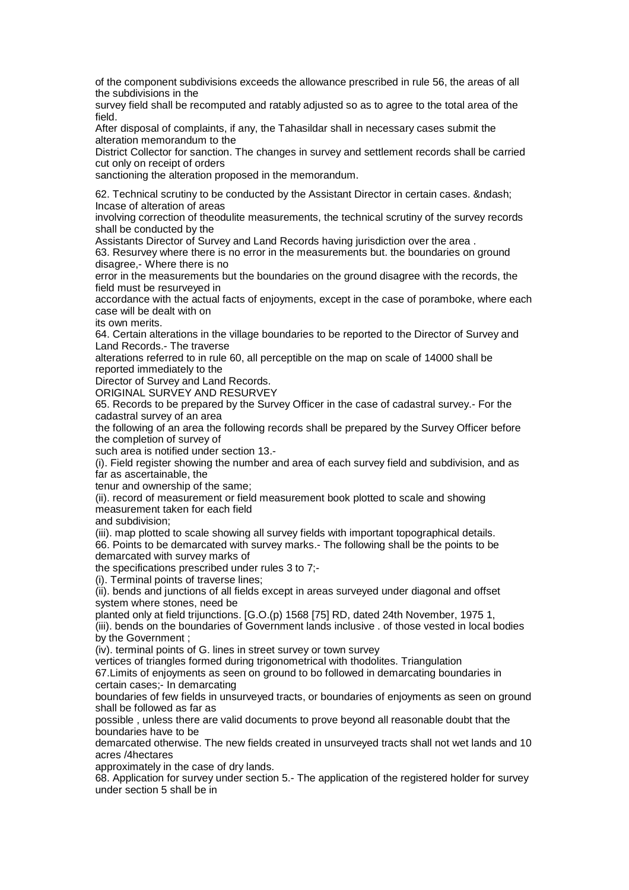of the component subdivisions exceeds the allowance prescribed in rule 56, the areas of all the subdivisions in the survey field shall be recomputed and ratably adjusted so as to agree to the total area of the field.

After disposal of complaints, if any, the Tahasildar shall in necessary cases submit the alteration memorandum to the District Collector for sanction. The changes in survey and settlement records shall be carried cut only on receipt of orders sanctioning the alteration proposed in the memorandum.

62. Technical scrutiny to be conducted by the Assistant Director in certain cases. &ndash; Incase of alteration of areas involving correction of theodulite measurements, the technical scrutiny of the survey records shall be conducted by the Assistants Director of Survey and Land Records having jurisdiction over the area .

63. Resurvey where there is no error in the measurements but. the boundaries on ground disagree,- Where there is no error in the measurements but the boundaries on the ground disagree with the records, the field must be resurveyed in accordance with the actual facts of enjoyments, except in the case of poramboke, where each case will be dealt with on its own merits.

64. Certain alterations in the village boundaries to be reported to the Director of Survey and Land Records.- The traverse alterations referred to in rule 60, all perceptible on the map on scale of 14000 shall be reported immediately to the Director of Survey and Land Records.

ORIGINAL SURVEY AND RESURVEY

65. Records to be prepared by the Survey Officer in the case of cadastral survey.- For the cadastral survey of an area the following of an area the following records shall be prepared by the Survey Officer before the completion of survey of such area is notified under section 13.-

(i). Field register showing the number and area of each survey field and subdivision, and as far as ascertainable, the tenur and ownership of the same;

(ii). record of measurement or field measurement book plotted to scale and showing measurement taken for each field and subdivision;

(iii). map plotted to scale showing all survey fields with important topographical details.

66. Points to be demarcated with survey marks.- The following shall be the points to be demarcated with survey marks of the specifications prescribed under rules 3 to 7;-

(i). Terminal points of traverse lines;

(ii). bends and junctions of all fields except in areas surveyed under diagonal and offset system where stones, need be planted only at field trijunctions. [G.O.(p) 1568 [75] RD, dated 24th November, 1975 1,

(iii). bends on the boundaries of Government lands inclusive . of those vested in local bodies by the Government ;

(iv). terminal points of G. lines in street survey or town survey

vertices of triangles formed during trigonometrical with thodolites. Triangulation

67.Limits of enjoyments as seen on ground to bo followed in demarcating boundaries in certain cases;- In demarcating boundaries of few fields in unsurveyed tracts, or boundaries of enjoyments as seen on ground shall be followed as far as possible , unless there are valid documents to prove beyond all reasonable doubt that the boundaries have to be demarcated otherwise. The new fields created in unsurveyed tracts shall not wet lands and 10 acres /4hectares approximately in the case of dry lands.

68. Application for survey under section 5.- The application of the registered holder for survey under section 5 shall be in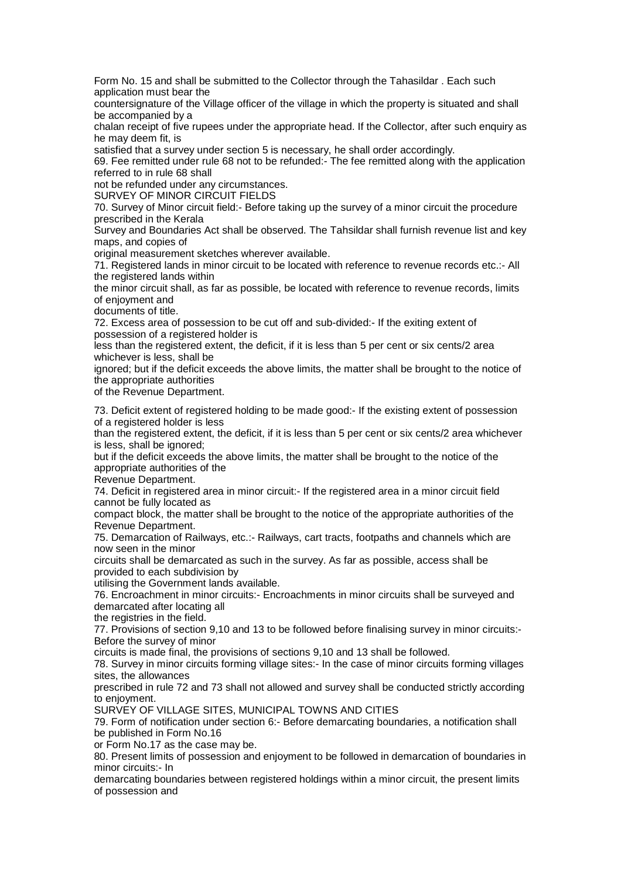Form No. 15 and shall be submitted to the Collector through the Tahasildar . Each such application must bear the countersignature of the Village officer of the village in which the property is situated and shall be accompanied by a chalan receipt of five rupees under the appropriate head. If the Collector, after such enquiry as he may deem fit, is satisfied that a survey under section 5 is necessary, he shall order accordingly.

69. Fee remitted under rule 68 not to be refunded:- The fee remitted along with the application referred to in rule 68 shall not be refunded under any circumstances.

SURVEY OF MINOR CIRCUIT FIELDS

70. Survey of Minor circuit field:- Before taking up the survey of a minor circuit the procedure prescribed in the Kerala Survey and Boundaries Act shall be observed. The Tahsildar shall furnish revenue list and key maps, and copies of original measurement sketches wherever available.

71. Registered lands in minor circuit to be located with reference to revenue records etc.:- All the registered lands within the minor circuit shall, as far as possible, be located with reference to revenue records, limits of enjoyment and documents of title.

72. Excess area of possession to be cut off and sub-divided:- If the exiting extent of possession of a registered holder is less than the registered extent, the deficit, if it is less than 5 per cent or six cents/2 area whichever is less, shall be ignored; but if the deficit exceeds the above limits, the matter shall be brought to the notice of the appropriate authorities of the Revenue Department.

73. Deficit extent of registered holding to be made good:- If the existing extent of possession of a registered holder is less than the registered extent, the deficit, if it is less than 5 per cent or six cents/2 area whichever is less, shall be ignored; but if the deficit exceeds the above limits, the matter shall be brought to the notice of the appropriate authorities of the Revenue Department.

74. Deficit in registered area in minor circuit:- If the registered area in a minor circuit field cannot be fully located as compact block, the matter shall be brought to the notice of the appropriate authorities of the Revenue Department.

75. Demarcation of Railways, etc.:- Railways, cart tracts, footpaths and channels which are now seen in the minor circuits shall be demarcated as such in the survey. As far as possible, access shall be provided to each subdivision by utilising the Government lands available.

76. Encroachment in minor circuits:- Encroachments in minor circuits shall be surveyed and demarcated after locating all the registries in the field.

77. Provisions of section 9,10 and 13 to be followed before finalising survey in minor circuits:- Before the survey of minor circuits is made final, the provisions of sections 9,10 and 13 shall be followed.

78. Survey in minor circuits forming village sites:- In the case of minor circuits forming villages sites, the allowances prescribed in rule 72 and 73 shall not allowed and survey shall be conducted strictly according to enjoyment.

SURVEY OF VILLAGE SITES, MUNICIPAL TOWNS AND CITIES

79. Form of notification under section 6:- Before demarcating boundaries, a notification shall be published in Form No.16 or Form No.17 as the case may be.

80. Present limits of possession and enjoyment to be followed in demarcation of boundaries in minor circuits:- In demarcating boundaries between registered holdings within a minor circuit, the present limits of possession and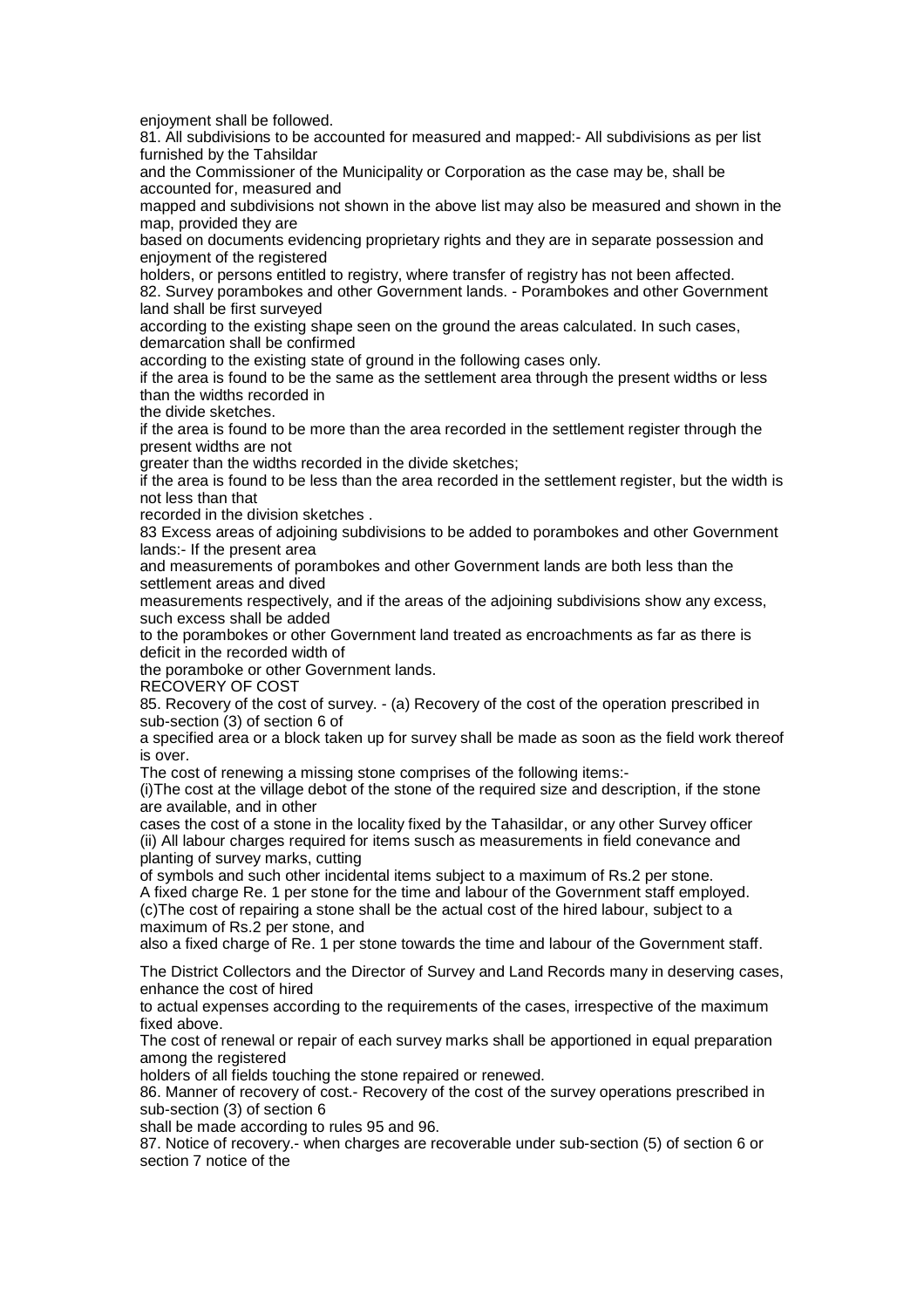enjoyment shall be followed.

81. All subdivisions to be accounted for measured and mapped:- All subdivisions as per list furnished by the Tahsildar and the Commissioner of the Municipality or Corporation as the case may be, shall be accounted for, measured and mapped and subdivisions not shown in the above list may also be measured and shown in the map, provided they are based on documents evidencing proprietary rights and they are in separate possession and enjoyment of the registered holders, or persons entitled to registry, where transfer of registry has not been affected.

82. Survey porambokes and other Government lands. - Porambokes and other Government land shall be first surveyed according to the existing shape seen on the ground the areas calculated. In such cases, demarcation shall be confirmed according to the existing state of ground in the following cases only.

if the area is found to be the same as the settlement area through the present widths or less than the widths recorded in the divide sketches.

if the area is found to be more than the area recorded in the settlement register through the present widths are not greater than the widths recorded in the divide sketches;

if the area is found to be less than the area recorded in the settlement register, but the width is not less than that recorded in the division sketches .

83 Excess areas of adjoining subdivisions to be added to porambokes and other Government lands:- If the present area and measurements of porambokes and other Government lands are both less than the settlement areas and dived measurements respectively, and if the areas of the adjoining subdivisions show any excess, such excess shall be added to the porambokes or other Government land treated as encroachments as far as there is deficit in the recorded width of the poramboke or other Government lands.

RECOVERY OF COST

85. Recovery of the cost of survey. - (a) Recovery of the cost of the operation prescribed in sub-section (3) of section 6 of a specified area or a block taken up for survey shall be made as soon as the field work thereof is over.

The cost of renewing a missing stone comprises of the following items:-

(i)The cost at the village debot of the stone of the required size and description, if the stone are available, and in other cases the cost of a stone in the locality fixed by the Tahasildar, or any other Survey officer

(ii) All labour charges required for items susch as measurements in field conevance and planting of survey marks, cutting of symbols and such other incidental items subject to a maximum of Rs.2 per stone.

A fixed charge Re. 1 per stone for the time and labour of the Government staff employed.

(c)The cost of repairing a stone shall be the actual cost of the hired labour, subject to a maximum of Rs.2 per stone, and also a fixed charge of Re. 1 per stone towards the time and labour of the Government staff.

The District Collectors and the Director of Survey and Land Records many in deserving cases, enhance the cost of hired to actual expenses according to the requirements of the cases, irrespective of the maximum fixed above.

The cost of renewal or repair of each survey marks shall be apportioned in equal preparation among the registered holders of all fields touching the stone repaired or renewed.

86. Manner of recovery of cost.- Recovery of the cost of the survey operations prescribed in sub-section (3) of section 6 shall be made according to rules 95 and 96.

87. Notice of recovery.- when charges are recoverable under sub-section (5) of section 6 or section 7 notice of the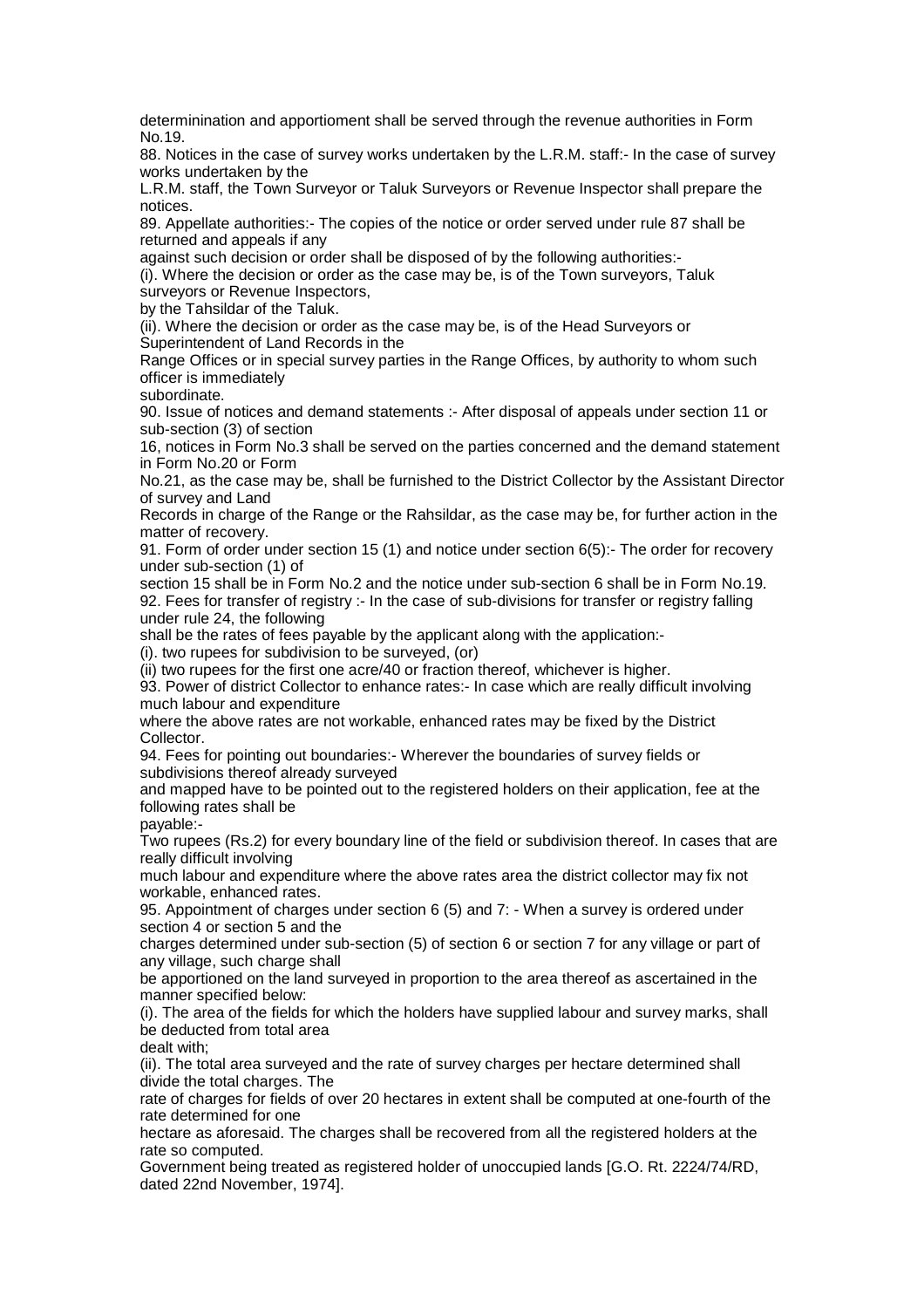determinination and apportioment shall be served through the revenue authorities in Form No.19.

88. Notices in the case of survey works undertaken by the L.R.M. staff:- In the case of survey works undertaken by the L.R.M. staff, the Town Surveyor or Taluk Surveyors or Revenue Inspector shall prepare the notices.

89. Appellate authorities:- The copies of the notice or order served under rule 87 shall be returned and appeals if any against such decision or order shall be disposed of by the following authorities:-

(i). Where the decision or order as the case may be, is of the Town surveyors, Taluk surveyors or Revenue Inspectors, by the Tahsildar of the Taluk.

(ii). Where the decision or order as the case may be, is of the Head Surveyors or Superintendent of Land Records in the Range Offices or in special survey parties in the Range Offices, by authority to whom such officer is immediately subordinate.

90. Issue of notices and demand statements :- After disposal of appeals under section 11 or sub-section (3) of section 16, notices in Form No.3 shall be served on the parties concerned and the demand statement in Form No.20 or Form No.21, as the case may be, shall be furnished to the District Collector by the Assistant Director of survey and Land Records in charge of the Range or the Rahsildar, as the case may be, for further action in the matter of recovery.

91. Form of order under section 15 (1) and notice under section 6(5):- The order for recovery under sub-section (1) of section 15 shall be in Form No.2 and the notice under sub-section 6 shall be in Form No.19.

92. Fees for transfer of registry :- In the case of sub-divisions for transfer or registry falling under rule 24, the following shall be the rates of fees payable by the applicant along with the application:-

(i). two rupees for subdivision to be surveyed, (or)

(ii) two rupees for the first one acre/40 or fraction thereof, whichever is higher.

93. Power of district Collector to enhance rates:- In case which are really difficult involving much labour and expenditure where the above rates are not workable, enhanced rates may be fixed by the District Collector.

94. Fees for pointing out boundaries:- Wherever the boundaries of survey fields or subdivisions thereof already surveyed and mapped have to be pointed out to the registered holders on their application, fee at the following rates shall be payable:-

Two rupees (Rs.2) for every boundary line of the field or subdivision thereof. In cases that are really difficult involving much labour and expenditure where the above rates area the district collector may fix not workable, enhanced rates.

95. Appointment of charges under section 6 (5) and 7: - When a survey is ordered under section 4 or section 5 and the charges determined under sub-section (5) of section 6 or section 7 for any village or part of any village, such charge shall be apportioned on the land surveyed in proportion to the area thereof as ascertained in the manner specified below:

(i). The area of the fields for which the holders have supplied labour and survey marks, shall be deducted from total area dealt with;

(ii). The total area surveyed and the rate of survey charges per hectare determined shall divide the total charges. The rate of charges for fields of over 20 hectares in extent shall be computed at one-fourth of the rate determined for one hectare as aforesaid. The charges shall be recovered from all the registered holders at the rate so computed.

Government being treated as registered holder of unoccupied lands [G.O. Rt. 2224/74/RD, dated 22nd November, 1974].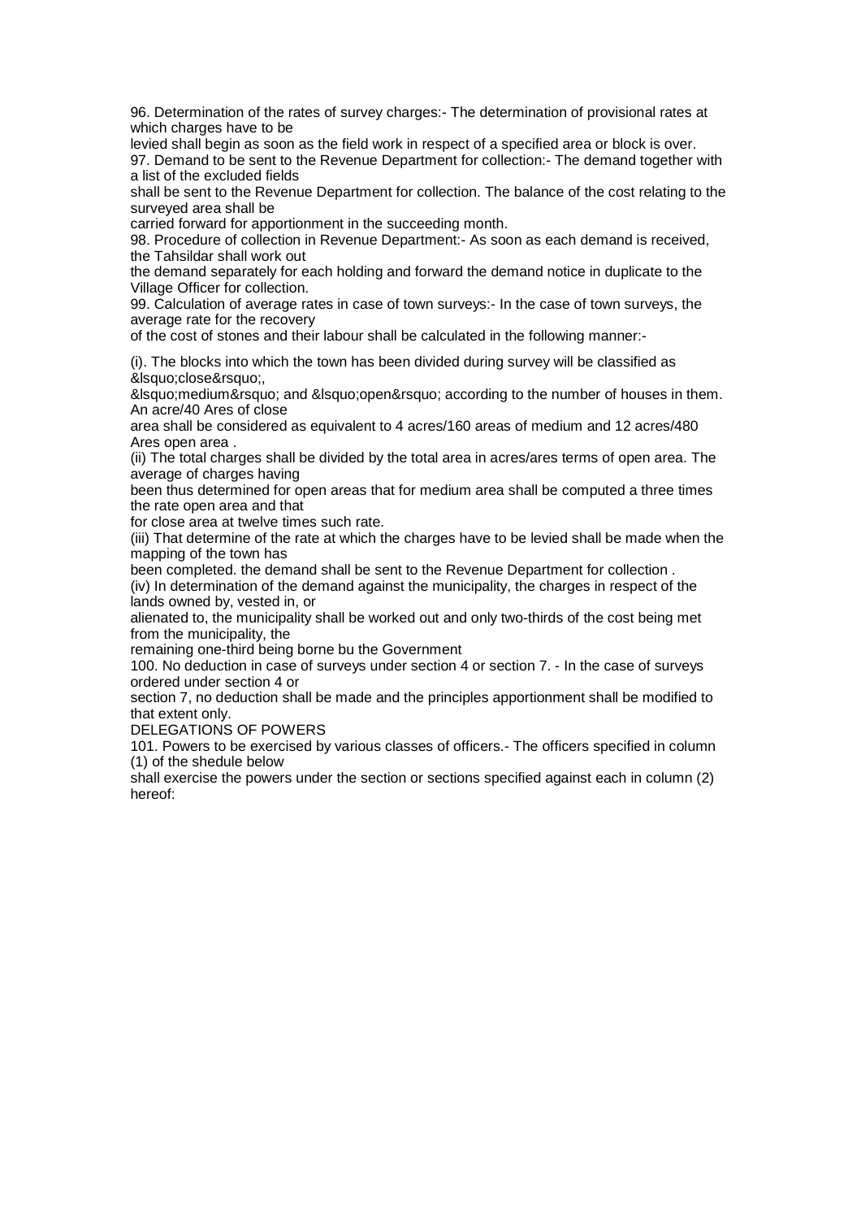96. Determination of the rates of survey charges:- The determination of provisional rates at which charges have to be levied shall begin as soon as the field work in respect of a specified area or block is over.

97. Demand to be sent to the Revenue Department for collection:- The demand together with a list of the excluded fields shall be sent to the Revenue Department for collection. The balance of the cost relating to the surveyed area shall be carried forward for apportionment in the succeeding month.

98. Procedure of collection in Revenue Department:- As soon as each demand is received, the Tahsildar shall work out the demand separately for each holding and forward the demand notice in duplicate to the Village Officer for collection.

99. Calculation of average rates in case of town surveys:- In the case of town surveys, the average rate for the recovery of the cost of stones and their labour shall be calculated in the following manner:-

(i). The blocks into which the town has been divided during survey will be classified as &lsquo;close&rsquo;, &lsquo;medium&rsquo; and &lsquo;open&rsquo; according to the number of houses in them. An acre/40 Ares of close area shall be considered as equivalent to 4 acres/160 areas of medium and 12 acres/480 Ares open area .

(ii) The total charges shall be divided by the total area in acres/ares terms of open area. The average of charges having been thus determined for open areas that for medium area shall be computed a three times the rate open area and that for close area at twelve times such rate.

(iii) That determine of the rate at which the charges have to be levied shall be made when the mapping of the town has been completed. the demand shall be sent to the Revenue Department for collection .

(iv) In determination of the demand against the municipality, the charges in respect of the lands owned by, vested in, or alienated to, the municipality shall be worked out and only two-thirds of the cost being met from the municipality, the remaining one-third being borne bu the Government

100. No deduction in case of surveys under section 4 or section 7. - In the case of surveys ordered under section 4 or section 7, no deduction shall be made and the principles apportionment shall be modified to that extent only.

DELEGATIONS OF POWERS

101. Powers to be exercised by various classes of officers.- The officers specified in column (1) of the shedule below shall exercise the powers under the section or sections specified against each in column (2) hereof: